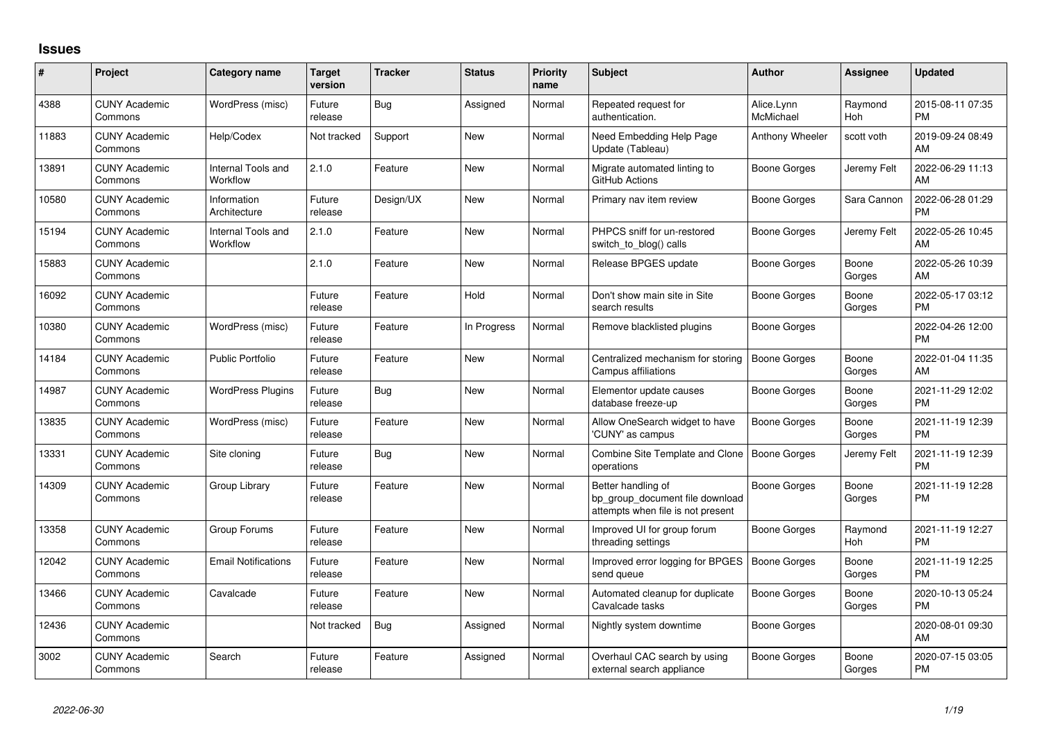## Issues

| # | Project | Category name | Target version | Tracker | Status | Priority name | Subject | Author | Assignee | Updated |
|---|---|---|---|---|---|---|---|---|---|---|
| 4388 | CUNY Academic Commons | WordPress (misc) | Future release | Bug | Assigned | Normal | Repeated request for authentication. | Alice.Lynn McMichael | Raymond Hoh | 2015-08-11 07:35 PM |
| 11883 | CUNY Academic Commons | Help/Codex | Not tracked | Support | New | Normal | Need Embedding Help Page Update (Tableau) | Anthony Wheeler | scott voth | 2019-09-24 08:49 AM |
| 13891 | CUNY Academic Commons | Internal Tools and Workflow | 2.1.0 | Feature | New | Normal | Migrate automated linting to GitHub Actions | Boone Gorges | Jeremy Felt | 2022-06-29 11:13 AM |
| 10580 | CUNY Academic Commons | Information Architecture | Future release | Design/UX | New | Normal | Primary nav item review | Boone Gorges | Sara Cannon | 2022-06-28 01:29 PM |
| 15194 | CUNY Academic Commons | Internal Tools and Workflow | 2.1.0 | Feature | New | Normal | PHPCS sniff for un-restored switch_to_blog() calls | Boone Gorges | Jeremy Felt | 2022-05-26 10:45 AM |
| 15883 | CUNY Academic Commons | | 2.1.0 | Feature | New | Normal | Release BPGES update | Boone Gorges | Boone Gorges | 2022-05-26 10:39 AM |
| 16092 | CUNY Academic Commons | | Future release | Feature | Hold | Normal | Don't show main site in Site search results | Boone Gorges | Boone Gorges | 2022-05-17 03:12 PM |
| 10380 | CUNY Academic Commons | WordPress (misc) | Future release | Feature | In Progress | Normal | Remove blacklisted plugins | Boone Gorges | | 2022-04-26 12:00 PM |
| 14184 | CUNY Academic Commons | Public Portfolio | Future release | Feature | New | Normal | Centralized mechanism for storing Campus affiliations | Boone Gorges | Boone Gorges | 2022-01-04 11:35 AM |
| 14987 | CUNY Academic Commons | WordPress Plugins | Future release | Bug | New | Normal | Elementor update causes database freeze-up | Boone Gorges | Boone Gorges | 2021-11-29 12:02 PM |
| 13835 | CUNY Academic Commons | WordPress (misc) | Future release | Feature | New | Normal | Allow OneSearch widget to have 'CUNY' as campus | Boone Gorges | Boone Gorges | 2021-11-19 12:39 PM |
| 13331 | CUNY Academic Commons | Site cloning | Future release | Bug | New | Normal | Combine Site Template and Clone operations | Boone Gorges | Jeremy Felt | 2021-11-19 12:39 PM |
| 14309 | CUNY Academic Commons | Group Library | Future release | Feature | New | Normal | Better handling of bp_group_document file download attempts when file is not present | Boone Gorges | Boone Gorges | 2021-11-19 12:28 PM |
| 13358 | CUNY Academic Commons | Group Forums | Future release | Feature | New | Normal | Improved UI for group forum threading settings | Boone Gorges | Raymond Hoh | 2021-11-19 12:27 PM |
| 12042 | CUNY Academic Commons | Email Notifications | Future release | Feature | New | Normal | Improved error logging for BPGES send queue | Boone Gorges | Boone Gorges | 2021-11-19 12:25 PM |
| 13466 | CUNY Academic Commons | Cavalcade | Future release | Feature | New | Normal | Automated cleanup for duplicate Cavalcade tasks | Boone Gorges | Boone Gorges | 2020-10-13 05:24 PM |
| 12436 | CUNY Academic Commons | | Not tracked | Bug | Assigned | Normal | Nightly system downtime | Boone Gorges | | 2020-08-01 09:30 AM |
| 3002 | CUNY Academic Commons | Search | Future release | Feature | Assigned | Normal | Overhaul CAC search by using external search appliance | Boone Gorges | Boone Gorges | 2020-07-15 03:05 PM |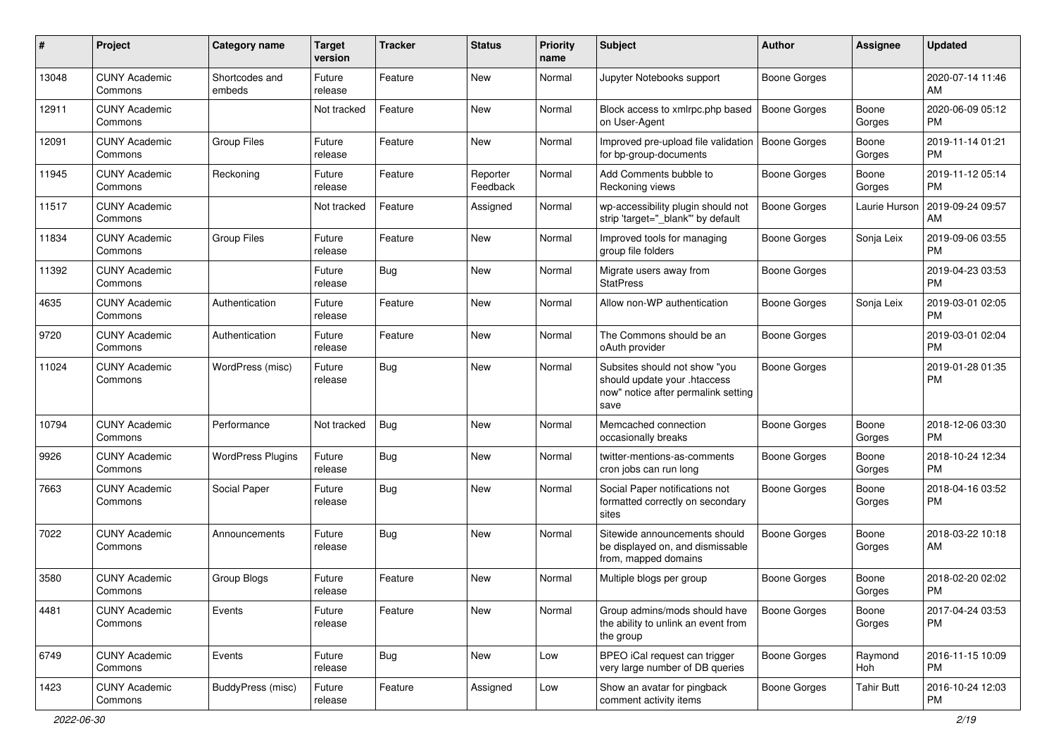| # | Project | Category name | Target version | Tracker | Status | Priority name | Subject | Author | Assignee | Updated |
|---|---|---|---|---|---|---|---|---|---|---|
| 13048 | CUNY Academic Commons | Shortcodes and embeds | Future release | Feature | New | Normal | Jupyter Notebooks support | Boone Gorges | | 2020-07-14 11:46 AM |
| 12911 | CUNY Academic Commons | | Not tracked | Feature | New | Normal | Block access to xmlrpc.php based on User-Agent | Boone Gorges | Boone Gorges | 2020-06-09 05:12 PM |
| 12091 | CUNY Academic Commons | Group Files | Future release | Feature | New | Normal | Improved pre-upload file validation for bp-group-documents | Boone Gorges | Boone Gorges | 2019-11-14 01:21 PM |
| 11945 | CUNY Academic Commons | Reckoning | Future release | Feature | Reporter Feedback | Normal | Add Comments bubble to Reckoning views | Boone Gorges | Boone Gorges | 2019-11-12 05:14 PM |
| 11517 | CUNY Academic Commons | | Not tracked | Feature | Assigned | Normal | wp-accessibility plugin should not strip 'target="_blank"' by default | Boone Gorges | Laurie Hurson | 2019-09-24 09:57 AM |
| 11834 | CUNY Academic Commons | Group Files | Future release | Feature | New | Normal | Improved tools for managing group file folders | Boone Gorges | Sonja Leix | 2019-09-06 03:55 PM |
| 11392 | CUNY Academic Commons | | Future release | Bug | New | Normal | Migrate users away from StatPress | Boone Gorges | | 2019-04-23 03:53 PM |
| 4635 | CUNY Academic Commons | Authentication | Future release | Feature | New | Normal | Allow non-WP authentication | Boone Gorges | Sonja Leix | 2019-03-01 02:05 PM |
| 9720 | CUNY Academic Commons | Authentication | Future release | Feature | New | Normal | The Commons should be an oAuth provider | Boone Gorges | | 2019-03-01 02:04 PM |
| 11024 | CUNY Academic Commons | WordPress (misc) | Future release | Bug | New | Normal | Subsites should not show "you should update your .htaccess now" notice after permalink setting save | Boone Gorges | | 2019-01-28 01:35 PM |
| 10794 | CUNY Academic Commons | Performance | Not tracked | Bug | New | Normal | Memcached connection occasionally breaks | Boone Gorges | Boone Gorges | 2018-12-06 03:30 PM |
| 9926 | CUNY Academic Commons | WordPress Plugins | Future release | Bug | New | Normal | twitter-mentions-as-comments cron jobs can run long | Boone Gorges | Boone Gorges | 2018-10-24 12:34 PM |
| 7663 | CUNY Academic Commons | Social Paper | Future release | Bug | New | Normal | Social Paper notifications not formatted correctly on secondary sites | Boone Gorges | Boone Gorges | 2018-04-16 03:52 PM |
| 7022 | CUNY Academic Commons | Announcements | Future release | Bug | New | Normal | Sitewide announcements should be displayed on, and dismissable from, mapped domains | Boone Gorges | Boone Gorges | 2018-03-22 10:18 AM |
| 3580 | CUNY Academic Commons | Group Blogs | Future release | Feature | New | Normal | Multiple blogs per group | Boone Gorges | Boone Gorges | 2018-02-20 02:02 PM |
| 4481 | CUNY Academic Commons | Events | Future release | Feature | New | Normal | Group admins/mods should have the ability to unlink an event from the group | Boone Gorges | Boone Gorges | 2017-04-24 03:53 PM |
| 6749 | CUNY Academic Commons | Events | Future release | Bug | New | Low | BPEO iCal request can trigger very large number of DB queries | Boone Gorges | Raymond Hoh | 2016-11-15 10:09 PM |
| 1423 | CUNY Academic Commons | BuddyPress (misc) | Future release | Feature | Assigned | Low | Show an avatar for pingback comment activity items | Boone Gorges | Tahir Butt | 2016-10-24 12:03 PM |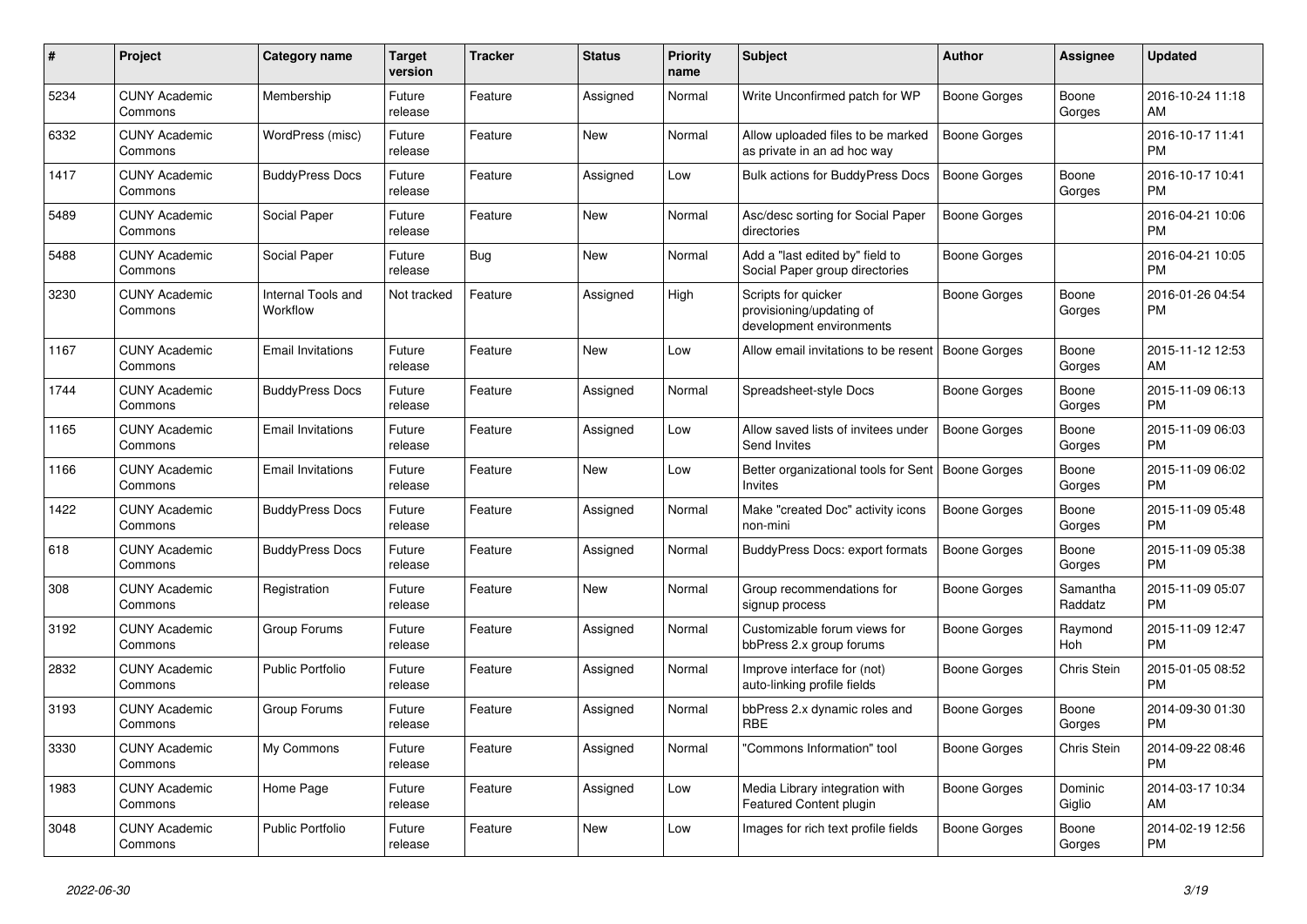| # | Project | Category name | Target version | Tracker | Status | Priority name | Subject | Author | Assignee | Updated |
|---|---|---|---|---|---|---|---|---|---|---|
| 5234 | CUNY Academic Commons | Membership | Future release | Feature | Assigned | Normal | Write Unconfirmed patch for WP | Boone Gorges | Boone Gorges | 2016-10-24 11:18 AM |
| 6332 | CUNY Academic Commons | WordPress (misc) | Future release | Feature | New | Normal | Allow uploaded files to be marked as private in an ad hoc way | Boone Gorges | | 2016-10-17 11:41 PM |
| 1417 | CUNY Academic Commons | BuddyPress Docs | Future release | Feature | Assigned | Low | Bulk actions for BuddyPress Docs | Boone Gorges | Boone Gorges | 2016-10-17 10:41 PM |
| 5489 | CUNY Academic Commons | Social Paper | Future release | Feature | New | Normal | Asc/desc sorting for Social Paper directories | Boone Gorges | | 2016-04-21 10:06 PM |
| 5488 | CUNY Academic Commons | Social Paper | Future release | Bug | New | Normal | Add a "last edited by" field to Social Paper group directories | Boone Gorges | | 2016-04-21 10:05 PM |
| 3230 | CUNY Academic Commons | Internal Tools and Workflow | Not tracked | Feature | Assigned | High | Scripts for quicker provisioning/updating of development environments | Boone Gorges | Boone Gorges | 2016-01-26 04:54 PM |
| 1167 | CUNY Academic Commons | Email Invitations | Future release | Feature | New | Low | Allow email invitations to be resent | Boone Gorges | Boone Gorges | 2015-11-12 12:53 AM |
| 1744 | CUNY Academic Commons | BuddyPress Docs | Future release | Feature | Assigned | Normal | Spreadsheet-style Docs | Boone Gorges | Boone Gorges | 2015-11-09 06:13 PM |
| 1165 | CUNY Academic Commons | Email Invitations | Future release | Feature | Assigned | Low | Allow saved lists of invitees under Send Invites | Boone Gorges | Boone Gorges | 2015-11-09 06:03 PM |
| 1166 | CUNY Academic Commons | Email Invitations | Future release | Feature | New | Low | Better organizational tools for Sent Invites | Boone Gorges | Boone Gorges | 2015-11-09 06:02 PM |
| 1422 | CUNY Academic Commons | BuddyPress Docs | Future release | Feature | Assigned | Normal | Make "created Doc" activity icons non-mini | Boone Gorges | Boone Gorges | 2015-11-09 05:48 PM |
| 618 | CUNY Academic Commons | BuddyPress Docs | Future release | Feature | Assigned | Normal | BuddyPress Docs: export formats | Boone Gorges | Boone Gorges | 2015-11-09 05:38 PM |
| 308 | CUNY Academic Commons | Registration | Future release | Feature | New | Normal | Group recommendations for signup process | Boone Gorges | Samantha Raddatz | 2015-11-09 05:07 PM |
| 3192 | CUNY Academic Commons | Group Forums | Future release | Feature | Assigned | Normal | Customizable forum views for bbPress 2.x group forums | Boone Gorges | Raymond Hoh | 2015-11-09 12:47 PM |
| 2832 | CUNY Academic Commons | Public Portfolio | Future release | Feature | Assigned | Normal | Improve interface for (not) auto-linking profile fields | Boone Gorges | Chris Stein | 2015-01-05 08:52 PM |
| 3193 | CUNY Academic Commons | Group Forums | Future release | Feature | Assigned | Normal | bbPress 2.x dynamic roles and RBE | Boone Gorges | Boone Gorges | 2014-09-30 01:30 PM |
| 3330 | CUNY Academic Commons | My Commons | Future release | Feature | Assigned | Normal | "Commons Information" tool | Boone Gorges | Chris Stein | 2014-09-22 08:46 PM |
| 1983 | CUNY Academic Commons | Home Page | Future release | Feature | Assigned | Low | Media Library integration with Featured Content plugin | Boone Gorges | Dominic Giglio | 2014-03-17 10:34 AM |
| 3048 | CUNY Academic Commons | Public Portfolio | Future release | Feature | New | Low | Images for rich text profile fields | Boone Gorges | Boone Gorges | 2014-02-19 12:56 PM |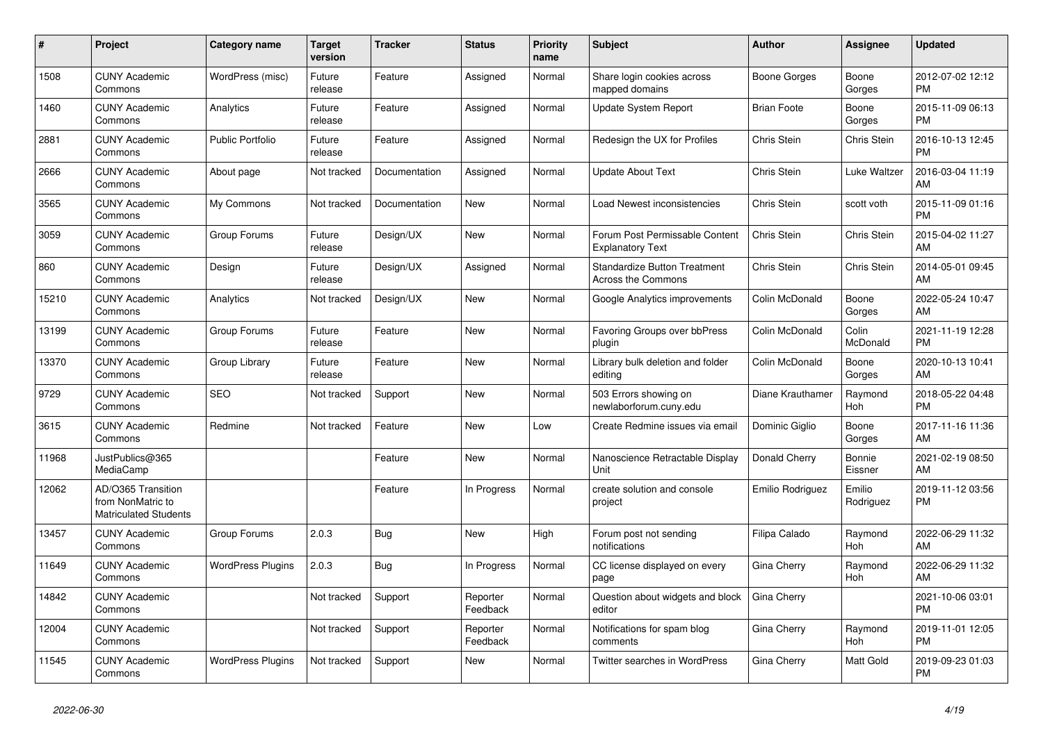| # | Project | Category name | Target version | Tracker | Status | Priority name | Subject | Author | Assignee | Updated |
|---|---|---|---|---|---|---|---|---|---|---|
| 1508 | CUNY Academic Commons | WordPress (misc) | Future release | Feature | Assigned | Normal | Share login cookies across mapped domains | Boone Gorges | Boone Gorges | 2012-07-02 12:12 PM |
| 1460 | CUNY Academic Commons | Analytics | Future release | Feature | Assigned | Normal | Update System Report | Brian Foote | Boone Gorges | 2015-11-09 06:13 PM |
| 2881 | CUNY Academic Commons | Public Portfolio | Future release | Feature | Assigned | Normal | Redesign the UX for Profiles | Chris Stein | Chris Stein | 2016-10-13 12:45 PM |
| 2666 | CUNY Academic Commons | About page | Not tracked | Documentation | Assigned | Normal | Update About Text | Chris Stein | Luke Waltzer | 2016-03-04 11:19 AM |
| 3565 | CUNY Academic Commons | My Commons | Not tracked | Documentation | New | Normal | Load Newest inconsistencies | Chris Stein | scott voth | 2015-11-09 01:16 PM |
| 3059 | CUNY Academic Commons | Group Forums | Future release | Design/UX | New | Normal | Forum Post Permissable Content Explanatory Text | Chris Stein | Chris Stein | 2015-04-02 11:27 AM |
| 860 | CUNY Academic Commons | Design | Future release | Design/UX | Assigned | Normal | Standardize Button Treatment Across the Commons | Chris Stein | Chris Stein | 2014-05-01 09:45 AM |
| 15210 | CUNY Academic Commons | Analytics | Not tracked | Design/UX | New | Normal | Google Analytics improvements | Colin McDonald | Boone Gorges | 2022-05-24 10:47 AM |
| 13199 | CUNY Academic Commons | Group Forums | Future release | Feature | New | Normal | Favoring Groups over bbPress plugin | Colin McDonald | Colin McDonald | 2021-11-19 12:28 PM |
| 13370 | CUNY Academic Commons | Group Library | Future release | Feature | New | Normal | Library bulk deletion and folder editing | Colin McDonald | Boone Gorges | 2020-10-13 10:41 AM |
| 9729 | CUNY Academic Commons | SEO | Not tracked | Support | New | Normal | 503 Errors showing on newlaborforum.cuny.edu | Diane Krauthamer | Raymond Hoh | 2018-05-22 04:48 PM |
| 3615 | CUNY Academic Commons | Redmine | Not tracked | Feature | New | Low | Create Redmine issues via email | Dominic Giglio | Boone Gorges | 2017-11-16 11:36 AM |
| 11968 | JustPublics@365 MediaCamp | | | Feature | New | Normal | Nanoscience Retractable Display Unit | Donald Cherry | Bonnie Eissner | 2021-02-19 08:50 AM |
| 12062 | AD/O365 Transition from NonMatric to Matriculated Students | | | Feature | In Progress | Normal | create solution and console project | Emilio Rodriguez | Emilio Rodriguez | 2019-11-12 03:56 PM |
| 13457 | CUNY Academic Commons | Group Forums | 2.0.3 | Bug | New | High | Forum post not sending notifications | Filipa Calado | Raymond Hoh | 2022-06-29 11:32 AM |
| 11649 | CUNY Academic Commons | WordPress Plugins | 2.0.3 | Bug | In Progress | Normal | CC license displayed on every page | Gina Cherry | Raymond Hoh | 2022-06-29 11:32 AM |
| 14842 | CUNY Academic Commons | | Not tracked | Support | Reporter Feedback | Normal | Question about widgets and block editor | Gina Cherry | | 2021-10-06 03:01 PM |
| 12004 | CUNY Academic Commons | | Not tracked | Support | Reporter Feedback | Normal | Notifications for spam blog comments | Gina Cherry | Raymond Hoh | 2019-11-01 12:05 PM |
| 11545 | CUNY Academic Commons | WordPress Plugins | Not tracked | Support | New | Normal | Twitter searches in WordPress | Gina Cherry | Matt Gold | 2019-09-23 01:03 PM |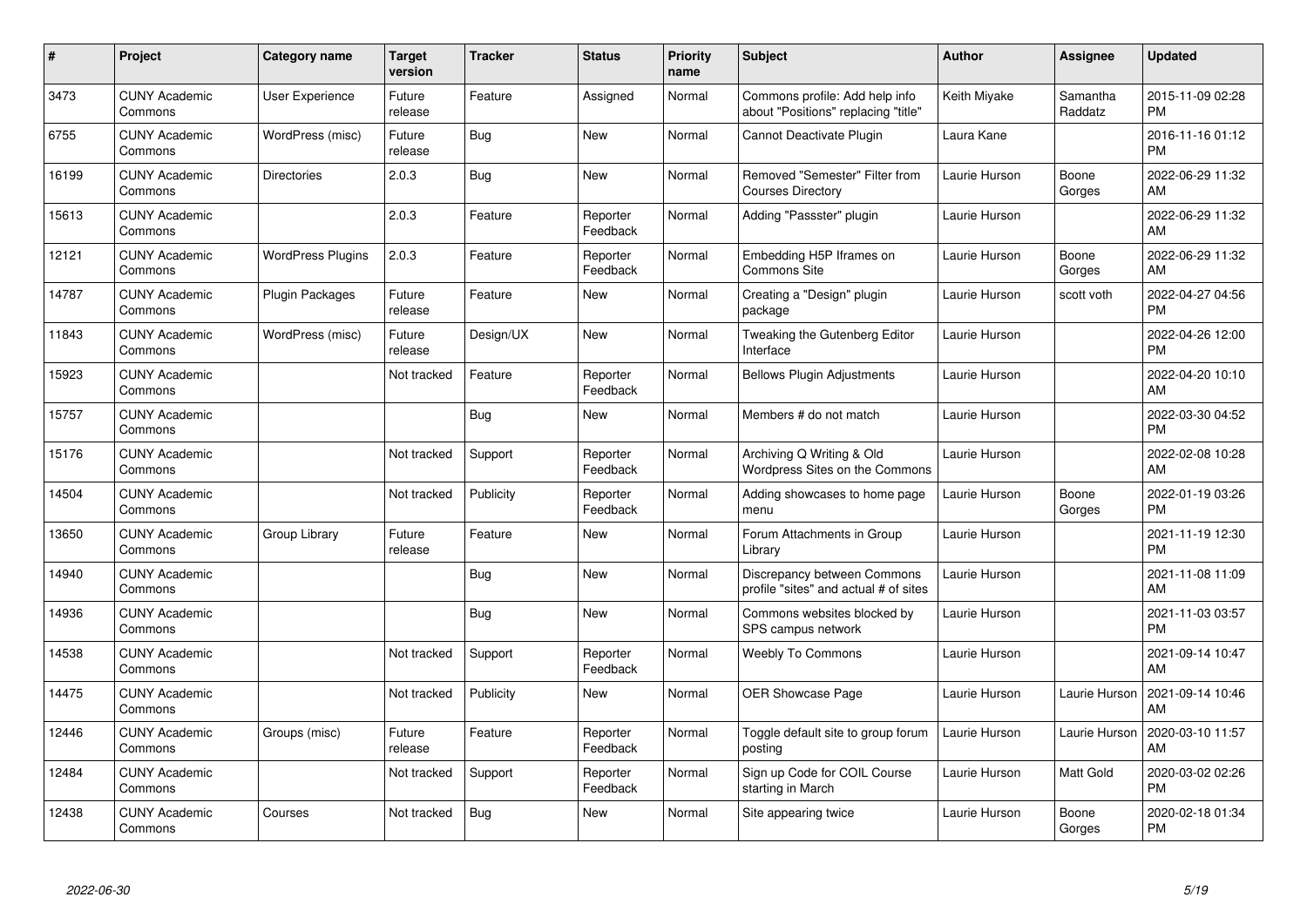| # | Project | Category name | Target version | Tracker | Status | Priority name | Subject | Author | Assignee | Updated |
|---|---|---|---|---|---|---|---|---|---|---|
| 3473 | CUNY Academic Commons | User Experience | Future release | Feature | Assigned | Normal | Commons profile: Add help info about "Positions" replacing "title" | Keith Miyake | Samantha Raddatz | 2015-11-09 02:28 PM |
| 6755 | CUNY Academic Commons | WordPress (misc) | Future release | Bug | New | Normal | Cannot Deactivate Plugin | Laura Kane | | 2016-11-16 01:12 PM |
| 16199 | CUNY Academic Commons | Directories | 2.0.3 | Bug | New | Normal | Removed "Semester" Filter from Courses Directory | Laurie Hurson | Boone Gorges | 2022-06-29 11:32 AM |
| 15613 | CUNY Academic Commons | | 2.0.3 | Feature | Reporter Feedback | Normal | Adding "Passster" plugin | Laurie Hurson | | 2022-06-29 11:32 AM |
| 12121 | CUNY Academic Commons | WordPress Plugins | 2.0.3 | Feature | Reporter Feedback | Normal | Embedding H5P Iframes on Commons Site | Laurie Hurson | Boone Gorges | 2022-06-29 11:32 AM |
| 14787 | CUNY Academic Commons | Plugin Packages | Future release | Feature | New | Normal | Creating a "Design" plugin package | Laurie Hurson | scott voth | 2022-04-27 04:56 PM |
| 11843 | CUNY Academic Commons | WordPress (misc) | Future release | Design/UX | New | Normal | Tweaking the Gutenberg Editor Interface | Laurie Hurson | | 2022-04-26 12:00 PM |
| 15923 | CUNY Academic Commons | | Not tracked | Feature | Reporter Feedback | Normal | Bellows Plugin Adjustments | Laurie Hurson | | 2022-04-20 10:10 AM |
| 15757 | CUNY Academic Commons | | | Bug | New | Normal | Members # do not match | Laurie Hurson | | 2022-03-30 04:52 PM |
| 15176 | CUNY Academic Commons | | Not tracked | Support | Reporter Feedback | Normal | Archiving Q Writing & Old Wordpress Sites on the Commons | Laurie Hurson | | 2022-02-08 10:28 AM |
| 14504 | CUNY Academic Commons | | Not tracked | Publicity | Reporter Feedback | Normal | Adding showcases to home page menu | Laurie Hurson | Boone Gorges | 2022-01-19 03:26 PM |
| 13650 | CUNY Academic Commons | Group Library | Future release | Feature | New | Normal | Forum Attachments in Group Library | Laurie Hurson | | 2021-11-19 12:30 PM |
| 14940 | CUNY Academic Commons | | | Bug | New | Normal | Discrepancy between Commons profile "sites" and actual # of sites | Laurie Hurson | | 2021-11-08 11:09 AM |
| 14936 | CUNY Academic Commons | | | Bug | New | Normal | Commons websites blocked by SPS campus network | Laurie Hurson | | 2021-11-03 03:57 PM |
| 14538 | CUNY Academic Commons | | Not tracked | Support | Reporter Feedback | Normal | Weebly To Commons | Laurie Hurson | | 2021-09-14 10:47 AM |
| 14475 | CUNY Academic Commons | | Not tracked | Publicity | New | Normal | OER Showcase Page | Laurie Hurson | Laurie Hurson | 2021-09-14 10:46 AM |
| 12446 | CUNY Academic Commons | Groups (misc) | Future release | Feature | Reporter Feedback | Normal | Toggle default site to group forum posting | Laurie Hurson | Laurie Hurson | 2020-03-10 11:57 AM |
| 12484 | CUNY Academic Commons | | Not tracked | Support | Reporter Feedback | Normal | Sign up Code for COIL Course starting in March | Laurie Hurson | Matt Gold | 2020-03-02 02:26 PM |
| 12438 | CUNY Academic Commons | Courses | Not tracked | Bug | New | Normal | Site appearing twice | Laurie Hurson | Boone Gorges | 2020-02-18 01:34 PM |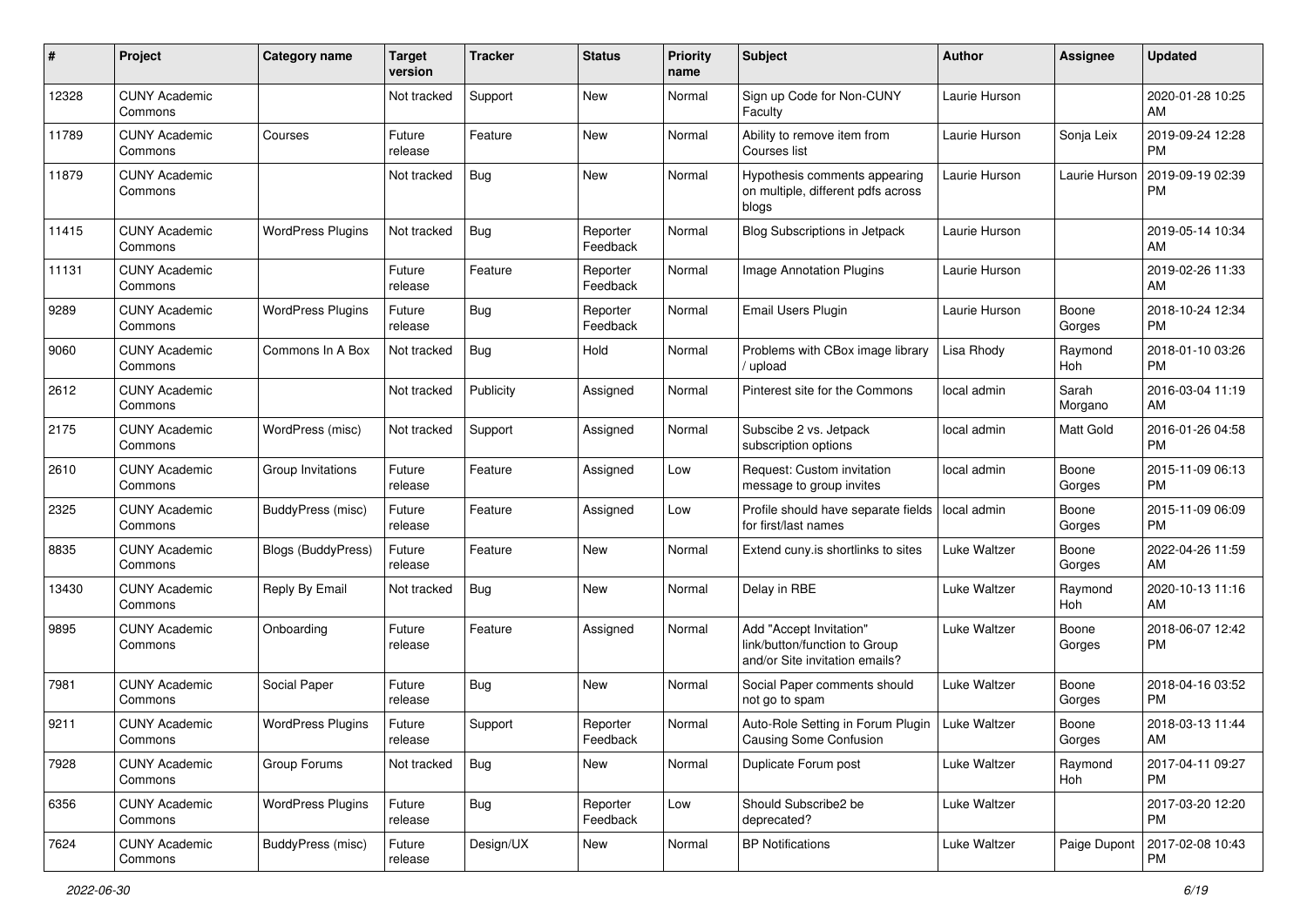| # | Project | Category name | Target version | Tracker | Status | Priority name | Subject | Author | Assignee | Updated |
|---|---|---|---|---|---|---|---|---|---|---|
| 12328 | CUNY Academic Commons | | Not tracked | Support | New | Normal | Sign up Code for Non-CUNY Faculty | Laurie Hurson | | 2020-01-28 10:25 AM |
| 11789 | CUNY Academic Commons | Courses | Future release | Feature | New | Normal | Ability to remove item from Courses list | Laurie Hurson | Sonja Leix | 2019-09-24 12:28 PM |
| 11879 | CUNY Academic Commons | | Not tracked | Bug | New | Normal | Hypothesis comments appearing on multiple, different pdfs across blogs | Laurie Hurson | Laurie Hurson | 2019-09-19 02:39 PM |
| 11415 | CUNY Academic Commons | WordPress Plugins | Not tracked | Bug | Reporter Feedback | Normal | Blog Subscriptions in Jetpack | Laurie Hurson | | 2019-05-14 10:34 AM |
| 11131 | CUNY Academic Commons | | Future release | Feature | Reporter Feedback | Normal | Image Annotation Plugins | Laurie Hurson | | 2019-02-26 11:33 AM |
| 9289 | CUNY Academic Commons | WordPress Plugins | Future release | Bug | Reporter Feedback | Normal | Email Users Plugin | Laurie Hurson | Boone Gorges | 2018-10-24 12:34 PM |
| 9060 | CUNY Academic Commons | Commons In A Box | Not tracked | Bug | Hold | Normal | Problems with CBox image library / upload | Lisa Rhody | Raymond Hoh | 2018-01-10 03:26 PM |
| 2612 | CUNY Academic Commons | | Not tracked | Publicity | Assigned | Normal | Pinterest site for the Commons | local admin | Sarah Morgano | 2016-03-04 11:19 AM |
| 2175 | CUNY Academic Commons | WordPress (misc) | Not tracked | Support | Assigned | Normal | Subscibe 2 vs. Jetpack subscription options | local admin | Matt Gold | 2016-01-26 04:58 PM |
| 2610 | CUNY Academic Commons | Group Invitations | Future release | Feature | Assigned | Low | Request: Custom invitation message to group invites | local admin | Boone Gorges | 2015-11-09 06:13 PM |
| 2325 | CUNY Academic Commons | BuddyPress (misc) | Future release | Feature | Assigned | Low | Profile should have separate fields for first/last names | local admin | Boone Gorges | 2015-11-09 06:09 PM |
| 8835 | CUNY Academic Commons | Blogs (BuddyPress) | Future release | Feature | New | Normal | Extend cuny.is shortlinks to sites | Luke Waltzer | Boone Gorges | 2022-04-26 11:59 AM |
| 13430 | CUNY Academic Commons | Reply By Email | Not tracked | Bug | New | Normal | Delay in RBE | Luke Waltzer | Raymond Hoh | 2020-10-13 11:16 AM |
| 9895 | CUNY Academic Commons | Onboarding | Future release | Feature | Assigned | Normal | Add "Accept Invitation" link/button/function to Group and/or Site invitation emails? | Luke Waltzer | Boone Gorges | 2018-06-07 12:42 PM |
| 7981 | CUNY Academic Commons | Social Paper | Future release | Bug | New | Normal | Social Paper comments should not go to spam | Luke Waltzer | Boone Gorges | 2018-04-16 03:52 PM |
| 9211 | CUNY Academic Commons | WordPress Plugins | Future release | Support | Reporter Feedback | Normal | Auto-Role Setting in Forum Plugin Causing Some Confusion | Luke Waltzer | Boone Gorges | 2018-03-13 11:44 AM |
| 7928 | CUNY Academic Commons | Group Forums | Not tracked | Bug | New | Normal | Duplicate Forum post | Luke Waltzer | Raymond Hoh | 2017-04-11 09:27 PM |
| 6356 | CUNY Academic Commons | WordPress Plugins | Future release | Bug | Reporter Feedback | Low | Should Subscribe2 be deprecated? | Luke Waltzer | | 2017-03-20 12:20 PM |
| 7624 | CUNY Academic Commons | BuddyPress (misc) | Future release | Design/UX | New | Normal | BP Notifications | Luke Waltzer | Paige Dupont | 2017-02-08 10:43 PM |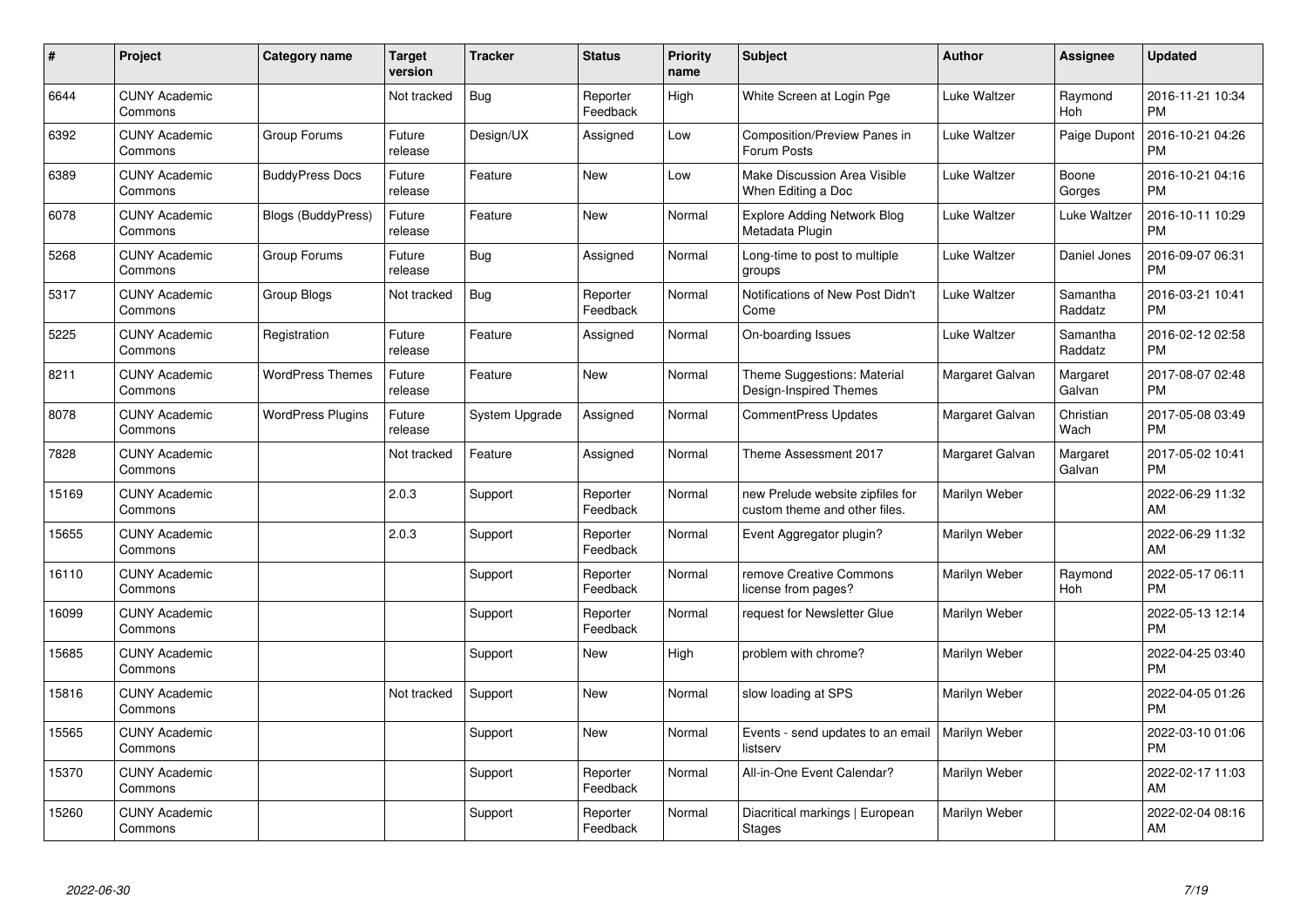| # | Project | Category name | Target version | Tracker | Status | Priority name | Subject | Author | Assignee | Updated |
|---|---|---|---|---|---|---|---|---|---|---|
| 6644 | CUNY Academic Commons | | Not tracked | Bug | Reporter Feedback | High | White Screen at Login Pge | Luke Waltzer | Raymond Hoh | 2016-11-21 10:34 PM |
| 6392 | CUNY Academic Commons | Group Forums | Future release | Design/UX | Assigned | Low | Composition/Preview Panes in Forum Posts | Luke Waltzer | Paige Dupont | 2016-10-21 04:26 PM |
| 6389 | CUNY Academic Commons | BuddyPress Docs | Future release | Feature | New | Low | Make Discussion Area Visible When Editing a Doc | Luke Waltzer | Boone Gorges | 2016-10-21 04:16 PM |
| 6078 | CUNY Academic Commons | Blogs (BuddyPress) | Future release | Feature | New | Normal | Explore Adding Network Blog Metadata Plugin | Luke Waltzer | Luke Waltzer | 2016-10-11 10:29 PM |
| 5268 | CUNY Academic Commons | Group Forums | Future release | Bug | Assigned | Normal | Long-time to post to multiple groups | Luke Waltzer | Daniel Jones | 2016-09-07 06:31 PM |
| 5317 | CUNY Academic Commons | Group Blogs | Not tracked | Bug | Reporter Feedback | Normal | Notifications of New Post Didn't Come | Luke Waltzer | Samantha Raddatz | 2016-03-21 10:41 PM |
| 5225 | CUNY Academic Commons | Registration | Future release | Feature | Assigned | Normal | On-boarding Issues | Luke Waltzer | Samantha Raddatz | 2016-02-12 02:58 PM |
| 8211 | CUNY Academic Commons | WordPress Themes | Future release | Feature | New | Normal | Theme Suggestions: Material Design-Inspired Themes | Margaret Galvan | Margaret Galvan | 2017-08-07 02:48 PM |
| 8078 | CUNY Academic Commons | WordPress Plugins | Future release | System Upgrade | Assigned | Normal | CommentPress Updates | Margaret Galvan | Christian Wach | 2017-05-08 03:49 PM |
| 7828 | CUNY Academic Commons | | Not tracked | Feature | Assigned | Normal | Theme Assessment 2017 | Margaret Galvan | Margaret Galvan | 2017-05-02 10:41 PM |
| 15169 | CUNY Academic Commons | | 2.0.3 | Support | Reporter Feedback | Normal | new Prelude website zipfiles for custom theme and other files. | Marilyn Weber | | 2022-06-29 11:32 AM |
| 15655 | CUNY Academic Commons | | 2.0.3 | Support | Reporter Feedback | Normal | Event Aggregator plugin? | Marilyn Weber | | 2022-06-29 11:32 AM |
| 16110 | CUNY Academic Commons | | | Support | Reporter Feedback | Normal | remove Creative Commons license from pages? | Marilyn Weber | Raymond Hoh | 2022-05-17 06:11 PM |
| 16099 | CUNY Academic Commons | | | Support | Reporter Feedback | Normal | request for Newsletter Glue | Marilyn Weber | | 2022-05-13 12:14 PM |
| 15685 | CUNY Academic Commons | | | Support | New | High | problem with chrome? | Marilyn Weber | | 2022-04-25 03:40 PM |
| 15816 | CUNY Academic Commons | | Not tracked | Support | New | Normal | slow loading at SPS | Marilyn Weber | | 2022-04-05 01:26 PM |
| 15565 | CUNY Academic Commons | | | Support | New | Normal | Events - send updates to an email listserv | Marilyn Weber | | 2022-03-10 01:06 PM |
| 15370 | CUNY Academic Commons | | | Support | Reporter Feedback | Normal | All-in-One Event Calendar? | Marilyn Weber | | 2022-02-17 11:03 AM |
| 15260 | CUNY Academic Commons | | | Support | Reporter Feedback | Normal | Diacritical markings \| European Stages | Marilyn Weber | | 2022-02-04 08:16 AM |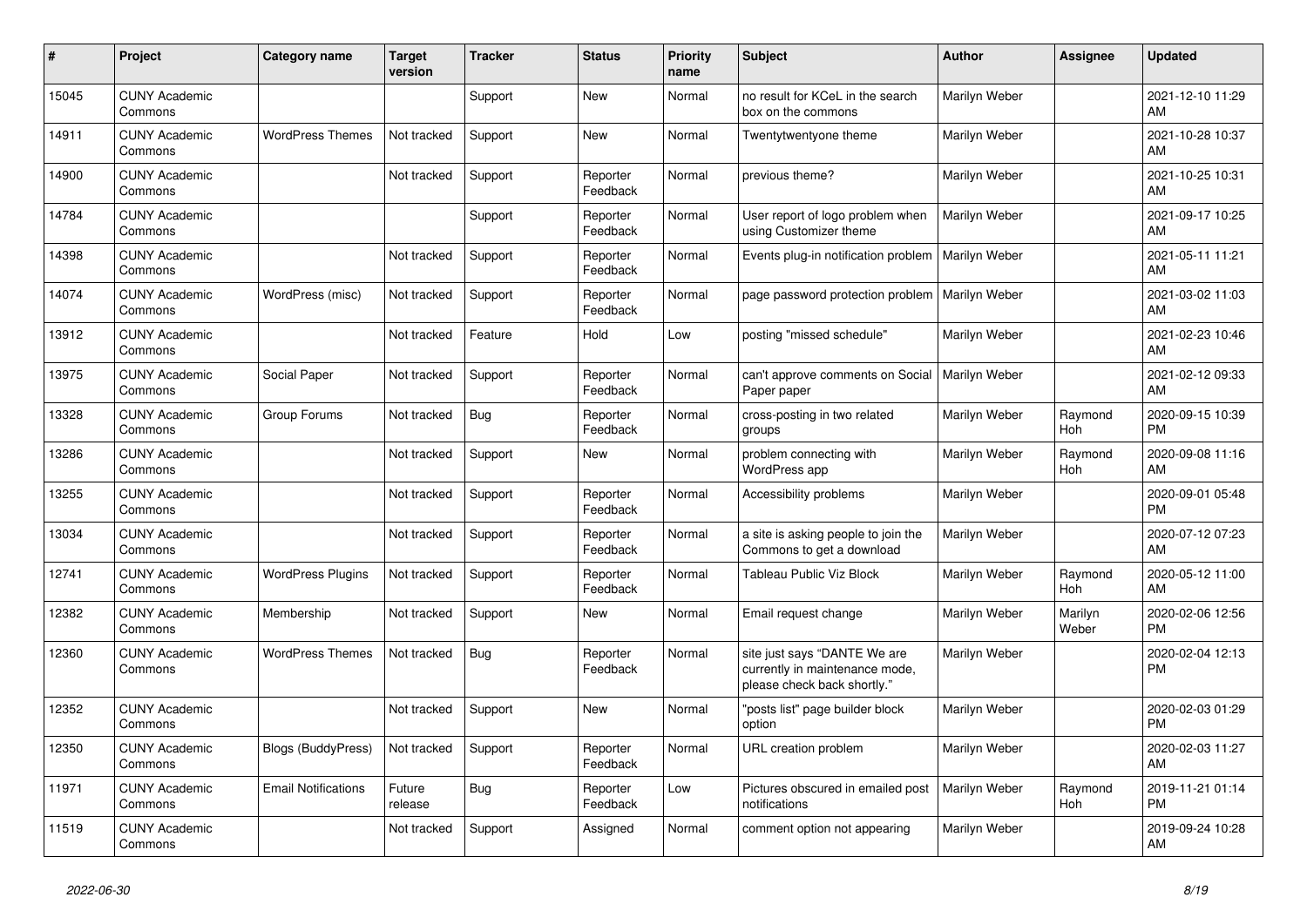| # | Project | Category name | Target version | Tracker | Status | Priority name | Subject | Author | Assignee | Updated |
|---|---|---|---|---|---|---|---|---|---|---|
| 15045 | CUNY Academic Commons | | | Support | New | Normal | no result for KCeL in the search box on the commons | Marilyn Weber | | 2021-12-10 11:29 AM |
| 14911 | CUNY Academic Commons | WordPress Themes | Not tracked | Support | New | Normal | Twentytwentyone theme | Marilyn Weber | | 2021-10-28 10:37 AM |
| 14900 | CUNY Academic Commons | | Not tracked | Support | Reporter Feedback | Normal | previous theme? | Marilyn Weber | | 2021-10-25 10:31 AM |
| 14784 | CUNY Academic Commons | | | Support | Reporter Feedback | Normal | User report of logo problem when using Customizer theme | Marilyn Weber | | 2021-09-17 10:25 AM |
| 14398 | CUNY Academic Commons | | Not tracked | Support | Reporter Feedback | Normal | Events plug-in notification problem | Marilyn Weber | | 2021-05-11 11:21 AM |
| 14074 | CUNY Academic Commons | WordPress (misc) | Not tracked | Support | Reporter Feedback | Normal | page password protection problem | Marilyn Weber | | 2021-03-02 11:03 AM |
| 13912 | CUNY Academic Commons | | Not tracked | Feature | Hold | Low | posting "missed schedule" | Marilyn Weber | | 2021-02-23 10:46 AM |
| 13975 | CUNY Academic Commons | Social Paper | Not tracked | Support | Reporter Feedback | Normal | can't approve comments on Social Paper paper | Marilyn Weber | | 2021-02-12 09:33 AM |
| 13328 | CUNY Academic Commons | Group Forums | Not tracked | Bug | Reporter Feedback | Normal | cross-posting in two related groups | Marilyn Weber | Raymond Hoh | 2020-09-15 10:39 PM |
| 13286 | CUNY Academic Commons | | Not tracked | Support | New | Normal | problem connecting with WordPress app | Marilyn Weber | Raymond Hoh | 2020-09-08 11:16 AM |
| 13255 | CUNY Academic Commons | | Not tracked | Support | Reporter Feedback | Normal | Accessibility problems | Marilyn Weber | | 2020-09-01 05:48 PM |
| 13034 | CUNY Academic Commons | | Not tracked | Support | Reporter Feedback | Normal | a site is asking people to join the Commons to get a download | Marilyn Weber | | 2020-07-12 07:23 AM |
| 12741 | CUNY Academic Commons | WordPress Plugins | Not tracked | Support | Reporter Feedback | Normal | Tableau Public Viz Block | Marilyn Weber | Raymond Hoh | 2020-05-12 11:00 AM |
| 12382 | CUNY Academic Commons | Membership | Not tracked | Support | New | Normal | Email request change | Marilyn Weber | Marilyn Weber | 2020-02-06 12:56 PM |
| 12360 | CUNY Academic Commons | WordPress Themes | Not tracked | Bug | Reporter Feedback | Normal | site just says "DANTE We are currently in maintenance mode, please check back shortly." | Marilyn Weber | | 2020-02-04 12:13 PM |
| 12352 | CUNY Academic Commons | | Not tracked | Support | New | Normal | "posts list" page builder block option | Marilyn Weber | | 2020-02-03 01:29 PM |
| 12350 | CUNY Academic Commons | Blogs (BuddyPress) | Not tracked | Support | Reporter Feedback | Normal | URL creation problem | Marilyn Weber | | 2020-02-03 11:27 AM |
| 11971 | CUNY Academic Commons | Email Notifications | Future release | Bug | Reporter Feedback | Low | Pictures obscured in emailed post notifications | Marilyn Weber | Raymond Hoh | 2019-11-21 01:14 PM |
| 11519 | CUNY Academic Commons | | Not tracked | Support | Assigned | Normal | comment option not appearing | Marilyn Weber | | 2019-09-24 10:28 AM |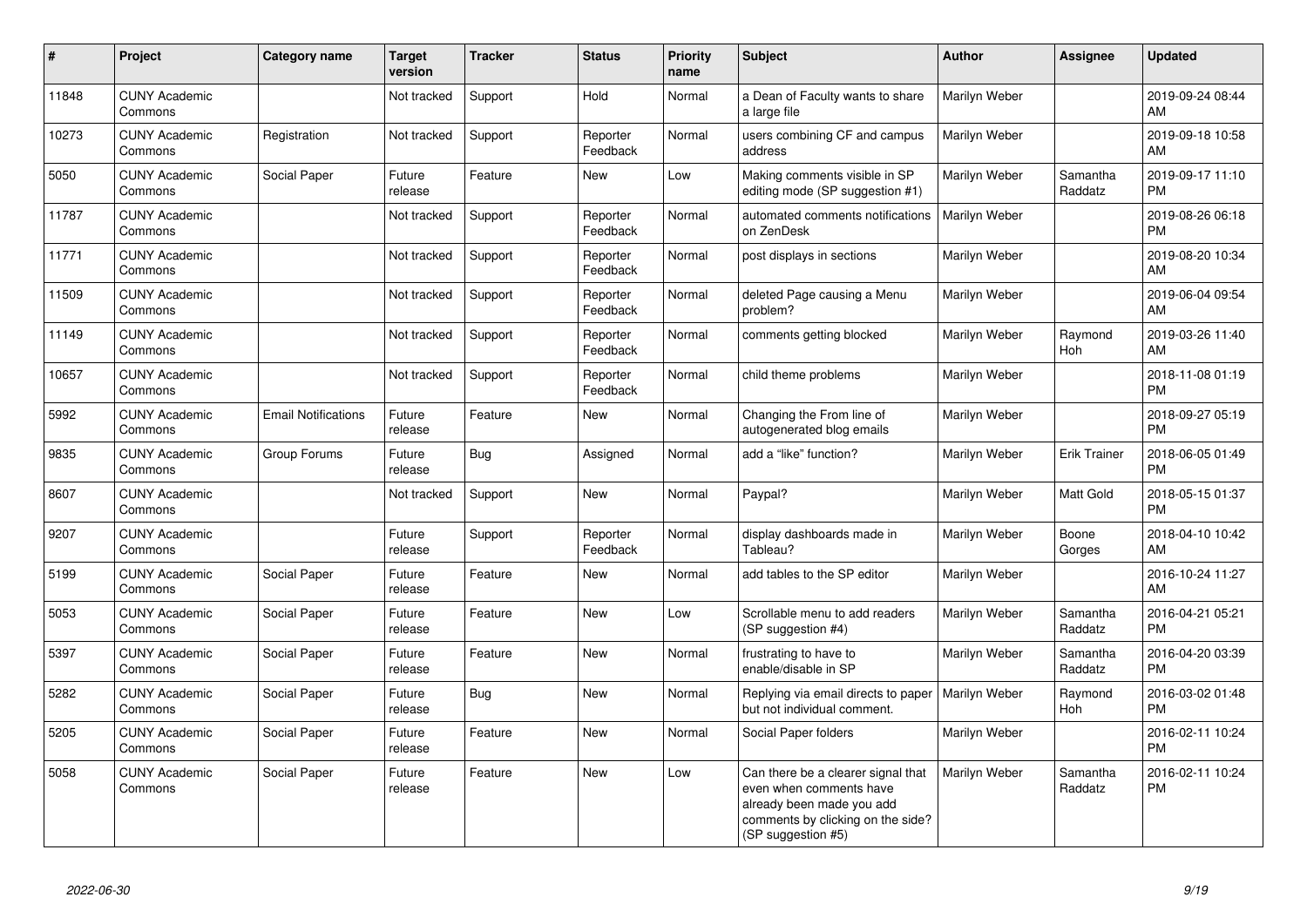| # | Project | Category name | Target version | Tracker | Status | Priority name | Subject | Author | Assignee | Updated |
|---|---|---|---|---|---|---|---|---|---|---|
| 11848 | CUNY Academic Commons | | Not tracked | Support | Hold | Normal | a Dean of Faculty wants to share a large file | Marilyn Weber | | 2019-09-24 08:44 AM |
| 10273 | CUNY Academic Commons | Registration | Not tracked | Support | Reporter Feedback | Normal | users combining CF and campus address | Marilyn Weber | | 2019-09-18 10:58 AM |
| 5050 | CUNY Academic Commons | Social Paper | Future release | Feature | New | Low | Making comments visible in SP editing mode (SP suggestion #1) | Marilyn Weber | Samantha Raddatz | 2019-09-17 11:10 PM |
| 11787 | CUNY Academic Commons | | Not tracked | Support | Reporter Feedback | Normal | automated comments notifications on ZenDesk | Marilyn Weber | | 2019-08-26 06:18 PM |
| 11771 | CUNY Academic Commons | | Not tracked | Support | Reporter Feedback | Normal | post displays in sections | Marilyn Weber | | 2019-08-20 10:34 AM |
| 11509 | CUNY Academic Commons | | Not tracked | Support | Reporter Feedback | Normal | deleted Page causing a Menu problem? | Marilyn Weber | | 2019-06-04 09:54 AM |
| 11149 | CUNY Academic Commons | | Not tracked | Support | Reporter Feedback | Normal | comments getting blocked | Marilyn Weber | Raymond Hoh | 2019-03-26 11:40 AM |
| 10657 | CUNY Academic Commons | | Not tracked | Support | Reporter Feedback | Normal | child theme problems | Marilyn Weber | | 2018-11-08 01:19 PM |
| 5992 | CUNY Academic Commons | Email Notifications | Future release | Feature | New | Normal | Changing the From line of autogenerated blog emails | Marilyn Weber | | 2018-09-27 05:19 PM |
| 9835 | CUNY Academic Commons | Group Forums | Future release | Bug | Assigned | Normal | add a "like" function? | Marilyn Weber | Erik Trainer | 2018-06-05 01:49 PM |
| 8607 | CUNY Academic Commons | | Not tracked | Support | New | Normal | Paypal? | Marilyn Weber | Matt Gold | 2018-05-15 01:37 PM |
| 9207 | CUNY Academic Commons | | Future release | Support | Reporter Feedback | Normal | display dashboards made in Tableau? | Marilyn Weber | Boone Gorges | 2018-04-10 10:42 AM |
| 5199 | CUNY Academic Commons | Social Paper | Future release | Feature | New | Normal | add tables to the SP editor | Marilyn Weber | | 2016-10-24 11:27 AM |
| 5053 | CUNY Academic Commons | Social Paper | Future release | Feature | New | Low | Scrollable menu to add readers (SP suggestion #4) | Marilyn Weber | Samantha Raddatz | 2016-04-21 05:21 PM |
| 5397 | CUNY Academic Commons | Social Paper | Future release | Feature | New | Normal | frustrating to have to enable/disable in SP | Marilyn Weber | Samantha Raddatz | 2016-04-20 03:39 PM |
| 5282 | CUNY Academic Commons | Social Paper | Future release | Bug | New | Normal | Replying via email directs to paper but not individual comment. | Marilyn Weber | Raymond Hoh | 2016-03-02 01:48 PM |
| 5205 | CUNY Academic Commons | Social Paper | Future release | Feature | New | Normal | Social Paper folders | Marilyn Weber | | 2016-02-11 10:24 PM |
| 5058 | CUNY Academic Commons | Social Paper | Future release | Feature | New | Low | Can there be a clearer signal that even when comments have already been made you add comments by clicking on the side? (SP suggestion #5) | Marilyn Weber | Samantha Raddatz | 2016-02-11 10:24 PM |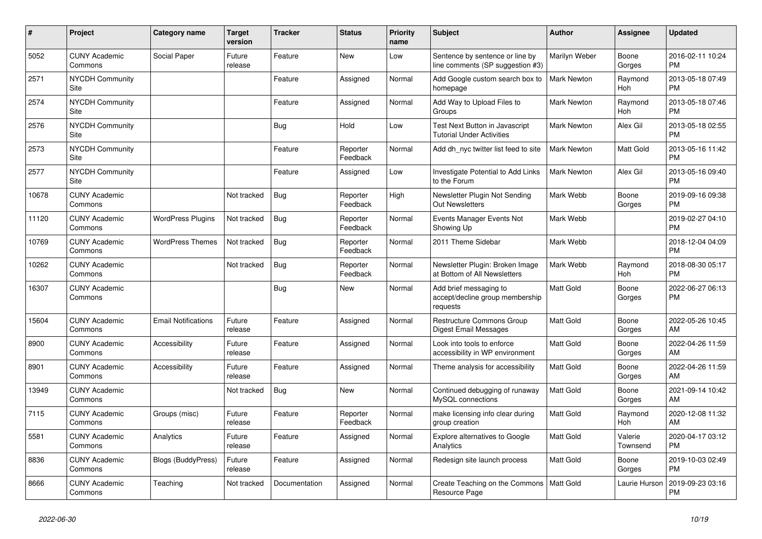| # | Project | Category name | Target version | Tracker | Status | Priority name | Subject | Author | Assignee | Updated |
|---|---|---|---|---|---|---|---|---|---|---|
| 5052 | CUNY Academic Commons | Social Paper | Future release | Feature | New | Low | Sentence by sentence or line by line comments (SP suggestion #3) | Marilyn Weber | Boone Gorges | 2016-02-11 10:24 PM |
| 2571 | NYCDH Community Site | | | Feature | Assigned | Normal | Add Google custom search box to homepage | Mark Newton | Raymond Hoh | 2013-05-18 07:49 PM |
| 2574 | NYCDH Community Site | | | Feature | Assigned | Normal | Add Way to Upload Files to Groups | Mark Newton | Raymond Hoh | 2013-05-18 07:46 PM |
| 2576 | NYCDH Community Site | | | Bug | Hold | Low | Test Next Button in Javascript Tutorial Under Activities | Mark Newton | Alex Gil | 2013-05-18 02:55 PM |
| 2573 | NYCDH Community Site | | | Feature | Reporter Feedback | Normal | Add dh_nyc twitter list feed to site | Mark Newton | Matt Gold | 2013-05-16 11:42 PM |
| 2577 | NYCDH Community Site | | | Feature | Assigned | Low | Investigate Potential to Add Links to the Forum | Mark Newton | Alex Gil | 2013-05-16 09:40 PM |
| 10678 | CUNY Academic Commons | | Not tracked | Bug | Reporter Feedback | High | Newsletter Plugin Not Sending Out Newsletters | Mark Webb | Boone Gorges | 2019-09-16 09:38 PM |
| 11120 | CUNY Academic Commons | WordPress Plugins | Not tracked | Bug | Reporter Feedback | Normal | Events Manager Events Not Showing Up | Mark Webb | | 2019-02-27 04:10 PM |
| 10769 | CUNY Academic Commons | WordPress Themes | Not tracked | Bug | Reporter Feedback | Normal | 2011 Theme Sidebar | Mark Webb | | 2018-12-04 04:09 PM |
| 10262 | CUNY Academic Commons | | Not tracked | Bug | Reporter Feedback | Normal | Newsletter Plugin: Broken Image at Bottom of All Newsletters | Mark Webb | Raymond Hoh | 2018-08-30 05:17 PM |
| 16307 | CUNY Academic Commons | | | Bug | New | Normal | Add brief messaging to accept/decline group membership requests | Matt Gold | Boone Gorges | 2022-06-27 06:13 PM |
| 15604 | CUNY Academic Commons | Email Notifications | Future release | Feature | Assigned | Normal | Restructure Commons Group Digest Email Messages | Matt Gold | Boone Gorges | 2022-05-26 10:45 AM |
| 8900 | CUNY Academic Commons | Accessibility | Future release | Feature | Assigned | Normal | Look into tools to enforce accessibility in WP environment | Matt Gold | Boone Gorges | 2022-04-26 11:59 AM |
| 8901 | CUNY Academic Commons | Accessibility | Future release | Feature | Assigned | Normal | Theme analysis for accessibility | Matt Gold | Boone Gorges | 2022-04-26 11:59 AM |
| 13949 | CUNY Academic Commons | | Not tracked | Bug | New | Normal | Continued debugging of runaway MySQL connections | Matt Gold | Boone Gorges | 2021-09-14 10:42 AM |
| 7115 | CUNY Academic Commons | Groups (misc) | Future release | Feature | Reporter Feedback | Normal | make licensing info clear during group creation | Matt Gold | Raymond Hoh | 2020-12-08 11:32 AM |
| 5581 | CUNY Academic Commons | Analytics | Future release | Feature | Assigned | Normal | Explore alternatives to Google Analytics | Matt Gold | Valerie Townsend | 2020-04-17 03:12 PM |
| 8836 | CUNY Academic Commons | Blogs (BuddyPress) | Future release | Feature | Assigned | Normal | Redesign site launch process | Matt Gold | Boone Gorges | 2019-10-03 02:49 PM |
| 8666 | CUNY Academic Commons | Teaching | Not tracked | Documentation | Assigned | Normal | Create Teaching on the Commons Resource Page | Matt Gold | Laurie Hurson | 2019-09-23 03:16 PM |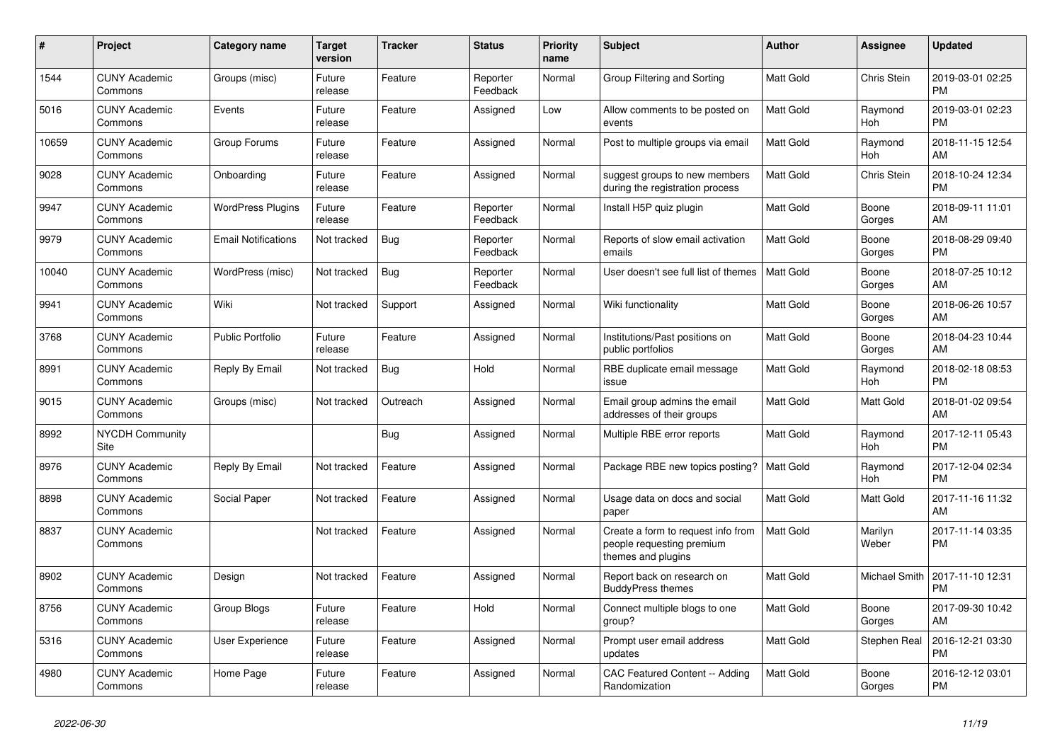| # | Project | Category name | Target version | Tracker | Status | Priority name | Subject | Author | Assignee | Updated |
|---|---|---|---|---|---|---|---|---|---|---|
| 1544 | CUNY Academic Commons | Groups (misc) | Future release | Feature | Reporter Feedback | Normal | Group Filtering and Sorting | Matt Gold | Chris Stein | 2019-03-01 02:25 PM |
| 5016 | CUNY Academic Commons | Events | Future release | Feature | Assigned | Low | Allow comments to be posted on events | Matt Gold | Raymond Hoh | 2019-03-01 02:23 PM |
| 10659 | CUNY Academic Commons | Group Forums | Future release | Feature | Assigned | Normal | Post to multiple groups via email | Matt Gold | Raymond Hoh | 2018-11-15 12:54 AM |
| 9028 | CUNY Academic Commons | Onboarding | Future release | Feature | Assigned | Normal | suggest groups to new members during the registration process | Matt Gold | Chris Stein | 2018-10-24 12:34 PM |
| 9947 | CUNY Academic Commons | WordPress Plugins | Future release | Feature | Reporter Feedback | Normal | Install H5P quiz plugin | Matt Gold | Boone Gorges | 2018-09-11 11:01 AM |
| 9979 | CUNY Academic Commons | Email Notifications | Not tracked | Bug | Reporter Feedback | Normal | Reports of slow email activation emails | Matt Gold | Boone Gorges | 2018-08-29 09:40 PM |
| 10040 | CUNY Academic Commons | WordPress (misc) | Not tracked | Bug | Reporter Feedback | Normal | User doesn't see full list of themes | Matt Gold | Boone Gorges | 2018-07-25 10:12 AM |
| 9941 | CUNY Academic Commons | Wiki | Not tracked | Support | Assigned | Normal | Wiki functionality | Matt Gold | Boone Gorges | 2018-06-26 10:57 AM |
| 3768 | CUNY Academic Commons | Public Portfolio | Future release | Feature | Assigned | Normal | Institutions/Past positions on public portfolios | Matt Gold | Boone Gorges | 2018-04-23 10:44 AM |
| 8991 | CUNY Academic Commons | Reply By Email | Not tracked | Bug | Hold | Normal | RBE duplicate email message issue | Matt Gold | Raymond Hoh | 2018-02-18 08:53 PM |
| 9015 | CUNY Academic Commons | Groups (misc) | Not tracked | Outreach | Assigned | Normal | Email group admins the email addresses of their groups | Matt Gold | Matt Gold | 2018-01-02 09:54 AM |
| 8992 | NYCDH Community Site | | | Bug | Assigned | Normal | Multiple RBE error reports | Matt Gold | Raymond Hoh | 2017-12-11 05:43 PM |
| 8976 | CUNY Academic Commons | Reply By Email | Not tracked | Feature | Assigned | Normal | Package RBE new topics posting? | Matt Gold | Raymond Hoh | 2017-12-04 02:34 PM |
| 8898 | CUNY Academic Commons | Social Paper | Not tracked | Feature | Assigned | Normal | Usage data on docs and social paper | Matt Gold | Matt Gold | 2017-11-16 11:32 AM |
| 8837 | CUNY Academic Commons | | Not tracked | Feature | Assigned | Normal | Create a form to request info from people requesting premium themes and plugins | Matt Gold | Marilyn Weber | 2017-11-14 03:35 PM |
| 8902 | CUNY Academic Commons | Design | Not tracked | Feature | Assigned | Normal | Report back on research on BuddyPress themes | Matt Gold | Michael Smith | 2017-11-10 12:31 PM |
| 8756 | CUNY Academic Commons | Group Blogs | Future release | Feature | Hold | Normal | Connect multiple blogs to one group? | Matt Gold | Boone Gorges | 2017-09-30 10:42 AM |
| 5316 | CUNY Academic Commons | User Experience | Future release | Feature | Assigned | Normal | Prompt user email address updates | Matt Gold | Stephen Real | 2016-12-21 03:30 PM |
| 4980 | CUNY Academic Commons | Home Page | Future release | Feature | Assigned | Normal | CAC Featured Content -- Adding Randomization | Matt Gold | Boone Gorges | 2016-12-12 03:01 PM |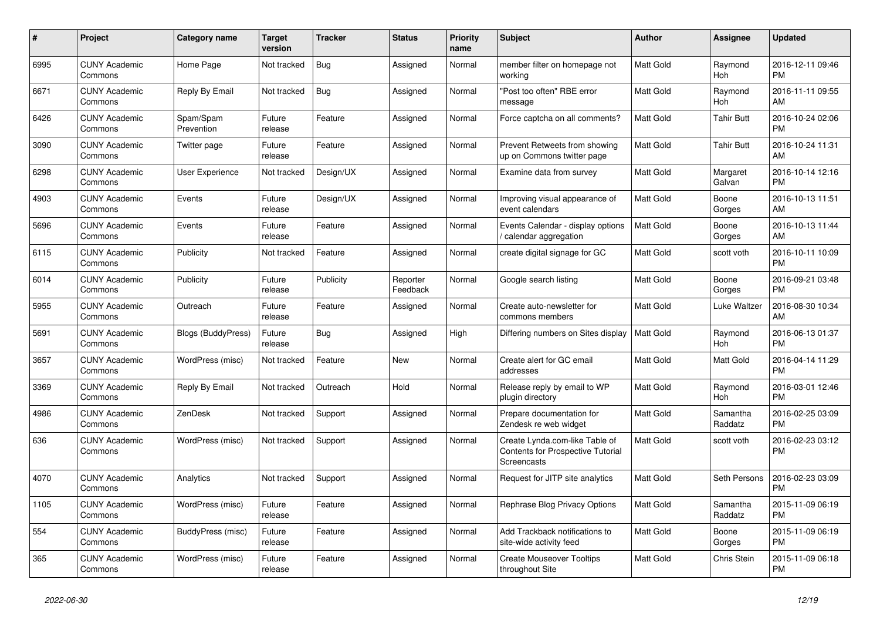| # | Project | Category name | Target version | Tracker | Status | Priority name | Subject | Author | Assignee | Updated |
|---|---|---|---|---|---|---|---|---|---|---|
| 6995 | CUNY Academic Commons | Home Page | Not tracked | Bug | Assigned | Normal | member filter on homepage not working | Matt Gold | Raymond Hoh | 2016-12-11 09:46 PM |
| 6671 | CUNY Academic Commons | Reply By Email | Not tracked | Bug | Assigned | Normal | "Post too often" RBE error message | Matt Gold | Raymond Hoh | 2016-11-11 09:55 AM |
| 6426 | CUNY Academic Commons | Spam/Spam Prevention | Future release | Feature | Assigned | Normal | Force captcha on all comments? | Matt Gold | Tahir Butt | 2016-10-24 02:06 PM |
| 3090 | CUNY Academic Commons | Twitter page | Future release | Feature | Assigned | Normal | Prevent Retweets from showing up on Commons twitter page | Matt Gold | Tahir Butt | 2016-10-24 11:31 AM |
| 6298 | CUNY Academic Commons | User Experience | Not tracked | Design/UX | Assigned | Normal | Examine data from survey | Matt Gold | Margaret Galvan | 2016-10-14 12:16 PM |
| 4903 | CUNY Academic Commons | Events | Future release | Design/UX | Assigned | Normal | Improving visual appearance of event calendars | Matt Gold | Boone Gorges | 2016-10-13 11:51 AM |
| 5696 | CUNY Academic Commons | Events | Future release | Feature | Assigned | Normal | Events Calendar - display options / calendar aggregation | Matt Gold | Boone Gorges | 2016-10-13 11:44 AM |
| 6115 | CUNY Academic Commons | Publicity | Not tracked | Feature | Assigned | Normal | create digital signage for GC | Matt Gold | scott voth | 2016-10-11 10:09 PM |
| 6014 | CUNY Academic Commons | Publicity | Future release | Publicity | Reporter Feedback | Normal | Google search listing | Matt Gold | Boone Gorges | 2016-09-21 03:48 PM |
| 5955 | CUNY Academic Commons | Outreach | Future release | Feature | Assigned | Normal | Create auto-newsletter for commons members | Matt Gold | Luke Waltzer | 2016-08-30 10:34 AM |
| 5691 | CUNY Academic Commons | Blogs (BuddyPress) | Future release | Bug | Assigned | High | Differing numbers on Sites display | Matt Gold | Raymond Hoh | 2016-06-13 01:37 PM |
| 3657 | CUNY Academic Commons | WordPress (misc) | Not tracked | Feature | New | Normal | Create alert for GC email addresses | Matt Gold | Matt Gold | 2016-04-14 11:29 PM |
| 3369 | CUNY Academic Commons | Reply By Email | Not tracked | Outreach | Hold | Normal | Release reply by email to WP plugin directory | Matt Gold | Raymond Hoh | 2016-03-01 12:46 PM |
| 4986 | CUNY Academic Commons | ZenDesk | Not tracked | Support | Assigned | Normal | Prepare documentation for Zendesk re web widget | Matt Gold | Samantha Raddatz | 2016-02-25 03:09 PM |
| 636 | CUNY Academic Commons | WordPress (misc) | Not tracked | Support | Assigned | Normal | Create Lynda.com-like Table of Contents for Prospective Tutorial Screencasts | Matt Gold | scott voth | 2016-02-23 03:12 PM |
| 4070 | CUNY Academic Commons | Analytics | Not tracked | Support | Assigned | Normal | Request for JITP site analytics | Matt Gold | Seth Persons | 2016-02-23 03:09 PM |
| 1105 | CUNY Academic Commons | WordPress (misc) | Future release | Feature | Assigned | Normal | Rephrase Blog Privacy Options | Matt Gold | Samantha Raddatz | 2015-11-09 06:19 PM |
| 554 | CUNY Academic Commons | BuddyPress (misc) | Future release | Feature | Assigned | Normal | Add Trackback notifications to site-wide activity feed | Matt Gold | Boone Gorges | 2015-11-09 06:19 PM |
| 365 | CUNY Academic Commons | WordPress (misc) | Future release | Feature | Assigned | Normal | Create Mouseover Tooltips throughout Site | Matt Gold | Chris Stein | 2015-11-09 06:18 PM |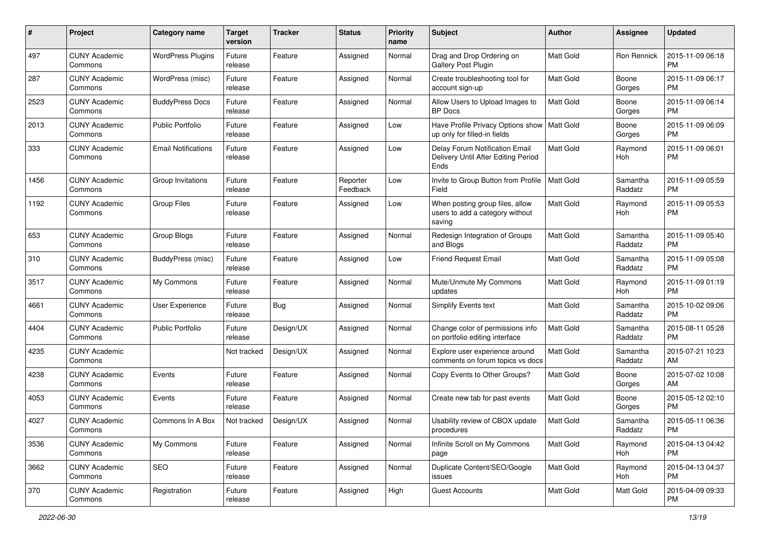| # | Project | Category name | Target version | Tracker | Status | Priority name | Subject | Author | Assignee | Updated |
|---|---|---|---|---|---|---|---|---|---|---|
| 497 | CUNY Academic Commons | WordPress Plugins | Future release | Feature | Assigned | Normal | Drag and Drop Ordering on Gallery Post Plugin | Matt Gold | Ron Rennick | 2015-11-09 06:18 PM |
| 287 | CUNY Academic Commons | WordPress (misc) | Future release | Feature | Assigned | Normal | Create troubleshooting tool for account sign-up | Matt Gold | Boone Gorges | 2015-11-09 06:17 PM |
| 2523 | CUNY Academic Commons | BuddyPress Docs | Future release | Feature | Assigned | Normal | Allow Users to Upload Images to BP Docs | Matt Gold | Boone Gorges | 2015-11-09 06:14 PM |
| 2013 | CUNY Academic Commons | Public Portfolio | Future release | Feature | Assigned | Low | Have Profile Privacy Options show up only for filled-in fields | Matt Gold | Boone Gorges | 2015-11-09 06:09 PM |
| 333 | CUNY Academic Commons | Email Notifications | Future release | Feature | Assigned | Low | Delay Forum Notification Email Delivery Until After Editing Period Ends | Matt Gold | Raymond Hoh | 2015-11-09 06:01 PM |
| 1456 | CUNY Academic Commons | Group Invitations | Future release | Feature | Reporter Feedback | Low | Invite to Group Button from Profile Field | Matt Gold | Samantha Raddatz | 2015-11-09 05:59 PM |
| 1192 | CUNY Academic Commons | Group Files | Future release | Feature | Assigned | Low | When posting group files, allow users to add a category without saving | Matt Gold | Raymond Hoh | 2015-11-09 05:53 PM |
| 653 | CUNY Academic Commons | Group Blogs | Future release | Feature | Assigned | Normal | Redesign Integration of Groups and Blogs | Matt Gold | Samantha Raddatz | 2015-11-09 05:40 PM |
| 310 | CUNY Academic Commons | BuddyPress (misc) | Future release | Feature | Assigned | Low | Friend Request Email | Matt Gold | Samantha Raddatz | 2015-11-09 05:08 PM |
| 3517 | CUNY Academic Commons | My Commons | Future release | Feature | Assigned | Normal | Mute/Unmute My Commons updates | Matt Gold | Raymond Hoh | 2015-11-09 01:19 PM |
| 4661 | CUNY Academic Commons | User Experience | Future release | Bug | Assigned | Normal | Simplify Events text | Matt Gold | Samantha Raddatz | 2015-10-02 09:06 PM |
| 4404 | CUNY Academic Commons | Public Portfolio | Future release | Design/UX | Assigned | Normal | Change color of permissions info on portfolio editing interface | Matt Gold | Samantha Raddatz | 2015-08-11 05:28 PM |
| 4235 | CUNY Academic Commons | | Not tracked | Design/UX | Assigned | Normal | Explore user experience around comments on forum topics vs docs | Matt Gold | Samantha Raddatz | 2015-07-21 10:23 AM |
| 4238 | CUNY Academic Commons | Events | Future release | Feature | Assigned | Normal | Copy Events to Other Groups? | Matt Gold | Boone Gorges | 2015-07-02 10:08 AM |
| 4053 | CUNY Academic Commons | Events | Future release | Feature | Assigned | Normal | Create new tab for past events | Matt Gold | Boone Gorges | 2015-05-12 02:10 PM |
| 4027 | CUNY Academic Commons | Commons In A Box | Not tracked | Design/UX | Assigned | Normal | Usability review of CBOX update procedures | Matt Gold | Samantha Raddatz | 2015-05-11 06:36 PM |
| 3536 | CUNY Academic Commons | My Commons | Future release | Feature | Assigned | Normal | Infinite Scroll on My Commons page | Matt Gold | Raymond Hoh | 2015-04-13 04:42 PM |
| 3662 | CUNY Academic Commons | SEO | Future release | Feature | Assigned | Normal | Duplicate Content/SEO/Google issues | Matt Gold | Raymond Hoh | 2015-04-13 04:37 PM |
| 370 | CUNY Academic Commons | Registration | Future release | Feature | Assigned | High | Guest Accounts | Matt Gold | Matt Gold | 2015-04-09 09:33 PM |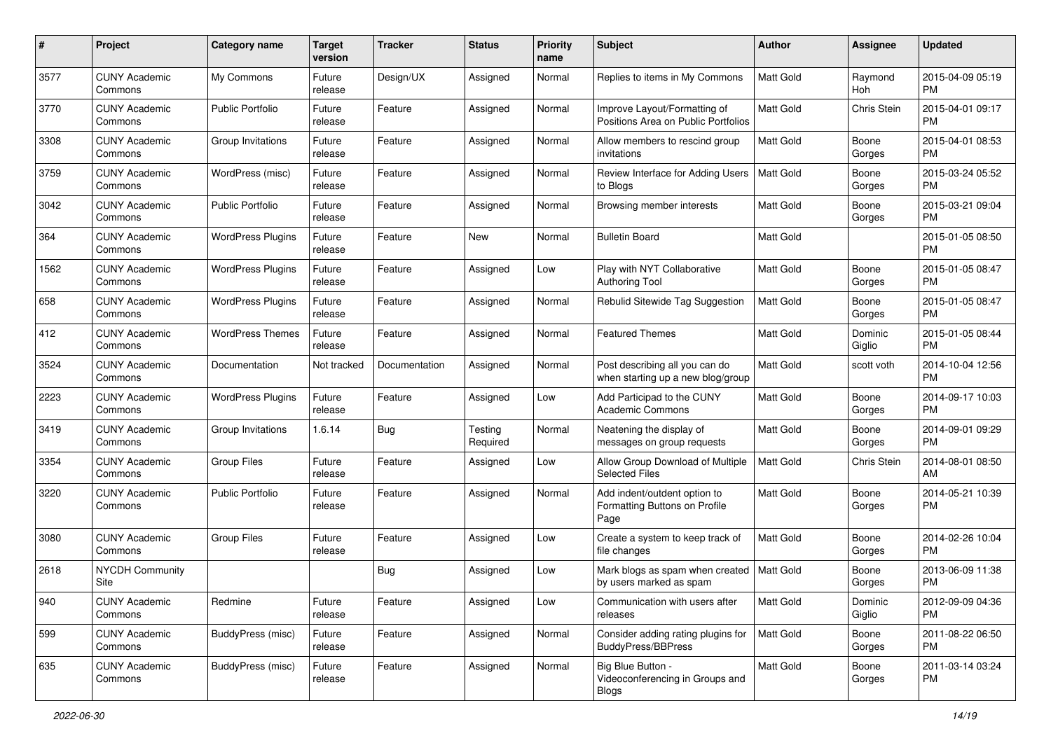| # | Project | Category name | Target version | Tracker | Status | Priority name | Subject | Author | Assignee | Updated |
|---|---|---|---|---|---|---|---|---|---|---|
| 3577 | CUNY Academic Commons | My Commons | Future release | Design/UX | Assigned | Normal | Replies to items in My Commons | Matt Gold | Raymond Hoh | 2015-04-09 05:19 PM |
| 3770 | CUNY Academic Commons | Public Portfolio | Future release | Feature | Assigned | Normal | Improve Layout/Formatting of Positions Area on Public Portfolios | Matt Gold | Chris Stein | 2015-04-01 09:17 PM |
| 3308 | CUNY Academic Commons | Group Invitations | Future release | Feature | Assigned | Normal | Allow members to rescind group invitations | Matt Gold | Boone Gorges | 2015-04-01 08:53 PM |
| 3759 | CUNY Academic Commons | WordPress (misc) | Future release | Feature | Assigned | Normal | Review Interface for Adding Users to Blogs | Matt Gold | Boone Gorges | 2015-03-24 05:52 PM |
| 3042 | CUNY Academic Commons | Public Portfolio | Future release | Feature | Assigned | Normal | Browsing member interests | Matt Gold | Boone Gorges | 2015-03-21 09:04 PM |
| 364 | CUNY Academic Commons | WordPress Plugins | Future release | Feature | New | Normal | Bulletin Board | Matt Gold | | 2015-01-05 08:50 PM |
| 1562 | CUNY Academic Commons | WordPress Plugins | Future release | Feature | Assigned | Low | Play with NYT Collaborative Authoring Tool | Matt Gold | Boone Gorges | 2015-01-05 08:47 PM |
| 658 | CUNY Academic Commons | WordPress Plugins | Future release | Feature | Assigned | Normal | Rebulid Sitewide Tag Suggestion | Matt Gold | Boone Gorges | 2015-01-05 08:47 PM |
| 412 | CUNY Academic Commons | WordPress Themes | Future release | Feature | Assigned | Normal | Featured Themes | Matt Gold | Dominic Giglio | 2015-01-05 08:44 PM |
| 3524 | CUNY Academic Commons | Documentation | Not tracked | Documentation | Assigned | Normal | Post describing all you can do when starting up a new blog/group | Matt Gold | scott voth | 2014-10-04 12:56 PM |
| 2223 | CUNY Academic Commons | WordPress Plugins | Future release | Feature | Assigned | Low | Add Participad to the CUNY Academic Commons | Matt Gold | Boone Gorges | 2014-09-17 10:03 PM |
| 3419 | CUNY Academic Commons | Group Invitations | 1.6.14 | Bug | Testing Required | Normal | Neatening the display of messages on group requests | Matt Gold | Boone Gorges | 2014-09-01 09:29 PM |
| 3354 | CUNY Academic Commons | Group Files | Future release | Feature | Assigned | Low | Allow Group Download of Multiple Selected Files | Matt Gold | Chris Stein | 2014-08-01 08:50 AM |
| 3220 | CUNY Academic Commons | Public Portfolio | Future release | Feature | Assigned | Normal | Add indent/outdent option to Formatting Buttons on Profile Page | Matt Gold | Boone Gorges | 2014-05-21 10:39 PM |
| 3080 | CUNY Academic Commons | Group Files | Future release | Feature | Assigned | Low | Create a system to keep track of file changes | Matt Gold | Boone Gorges | 2014-02-26 10:04 PM |
| 2618 | NYCDH Community Site | | | Bug | Assigned | Low | Mark blogs as spam when created by users marked as spam | Matt Gold | Boone Gorges | 2013-06-09 11:38 PM |
| 940 | CUNY Academic Commons | Redmine | Future release | Feature | Assigned | Low | Communication with users after releases | Matt Gold | Dominic Giglio | 2012-09-09 04:36 PM |
| 599 | CUNY Academic Commons | BuddyPress (misc) | Future release | Feature | Assigned | Normal | Consider adding rating plugins for BuddyPress/BBPress | Matt Gold | Boone Gorges | 2011-08-22 06:50 PM |
| 635 | CUNY Academic Commons | BuddyPress (misc) | Future release | Feature | Assigned | Normal | Big Blue Button - Videoconferencing in Groups and Blogs | Matt Gold | Boone Gorges | 2011-03-14 03:24 PM |

2022-06-30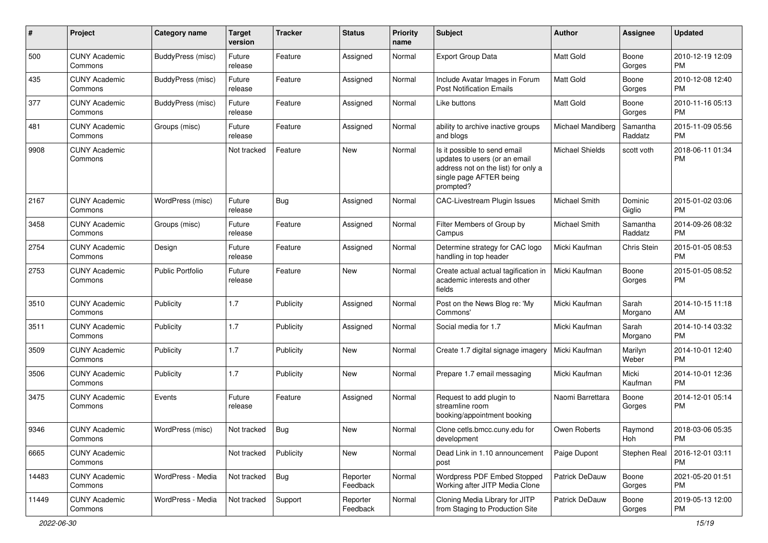| # | Project | Category name | Target version | Tracker | Status | Priority name | Subject | Author | Assignee | Updated |
|---|---|---|---|---|---|---|---|---|---|---|
| 500 | CUNY Academic Commons | BuddyPress (misc) | Future release | Feature | Assigned | Normal | Export Group Data | Matt Gold | Boone Gorges | 2010-12-19 12:09 PM |
| 435 | CUNY Academic Commons | BuddyPress (misc) | Future release | Feature | Assigned | Normal | Include Avatar Images in Forum Post Notification Emails | Matt Gold | Boone Gorges | 2010-12-08 12:40 PM |
| 377 | CUNY Academic Commons | BuddyPress (misc) | Future release | Feature | Assigned | Normal | Like buttons | Matt Gold | Boone Gorges | 2010-11-16 05:13 PM |
| 481 | CUNY Academic Commons | Groups (misc) | Future release | Feature | Assigned | Normal | ability to archive inactive groups and blogs | Michael Mandiberg | Samantha Raddatz | 2015-11-09 05:56 PM |
| 9908 | CUNY Academic Commons | | Not tracked | Feature | New | Normal | Is it possible to send email updates to users (or an email address not on the list) for only a single page AFTER being prompted? | Michael Shields | scott voth | 2018-06-11 01:34 PM |
| 2167 | CUNY Academic Commons | WordPress (misc) | Future release | Bug | Assigned | Normal | CAC-Livestream Plugin Issues | Michael Smith | Dominic Giglio | 2015-01-02 03:06 PM |
| 3458 | CUNY Academic Commons | Groups (misc) | Future release | Feature | Assigned | Normal | Filter Members of Group by Campus | Michael Smith | Samantha Raddatz | 2014-09-26 08:32 PM |
| 2754 | CUNY Academic Commons | Design | Future release | Feature | Assigned | Normal | Determine strategy for CAC logo handling in top header | Micki Kaufman | Chris Stein | 2015-01-05 08:53 PM |
| 2753 | CUNY Academic Commons | Public Portfolio | Future release | Feature | New | Normal | Create actual actual tagification in academic interests and other fields | Micki Kaufman | Boone Gorges | 2015-01-05 08:52 PM |
| 3510 | CUNY Academic Commons | Publicity | 1.7 | Publicity | Assigned | Normal | Post on the News Blog re: 'My Commons' | Micki Kaufman | Sarah Morgano | 2014-10-15 11:18 AM |
| 3511 | CUNY Academic Commons | Publicity | 1.7 | Publicity | Assigned | Normal | Social media for 1.7 | Micki Kaufman | Sarah Morgano | 2014-10-14 03:32 PM |
| 3509 | CUNY Academic Commons | Publicity | 1.7 | Publicity | New | Normal | Create 1.7 digital signage imagery | Micki Kaufman | Marilyn Weber | 2014-10-01 12:40 PM |
| 3506 | CUNY Academic Commons | Publicity | 1.7 | Publicity | New | Normal | Prepare 1.7 email messaging | Micki Kaufman | Micki Kaufman | 2014-10-01 12:36 PM |
| 3475 | CUNY Academic Commons | Events | Future release | Feature | Assigned | Normal | Request to add plugin to streamline room booking/appointment booking | Naomi Barrettara | Boone Gorges | 2014-12-01 05:14 PM |
| 9346 | CUNY Academic Commons | WordPress (misc) | Not tracked | Bug | New | Normal | Clone cetls.bmcc.cuny.edu for development | Owen Roberts | Raymond Hoh | 2018-03-06 05:35 PM |
| 6665 | CUNY Academic Commons | | Not tracked | Publicity | New | Normal | Dead Link in 1.10 announcement post | Paige Dupont | Stephen Real | 2016-12-01 03:11 PM |
| 14483 | CUNY Academic Commons | WordPress - Media | Not tracked | Bug | Reporter Feedback | Normal | Wordpress PDF Embed Stopped Working after JITP Media Clone | Patrick DeDauw | Boone Gorges | 2021-05-20 01:51 PM |
| 11449 | CUNY Academic Commons | WordPress - Media | Not tracked | Support | Reporter Feedback | Normal | Cloning Media Library for JITP from Staging to Production Site | Patrick DeDauw | Boone Gorges | 2019-05-13 12:00 PM |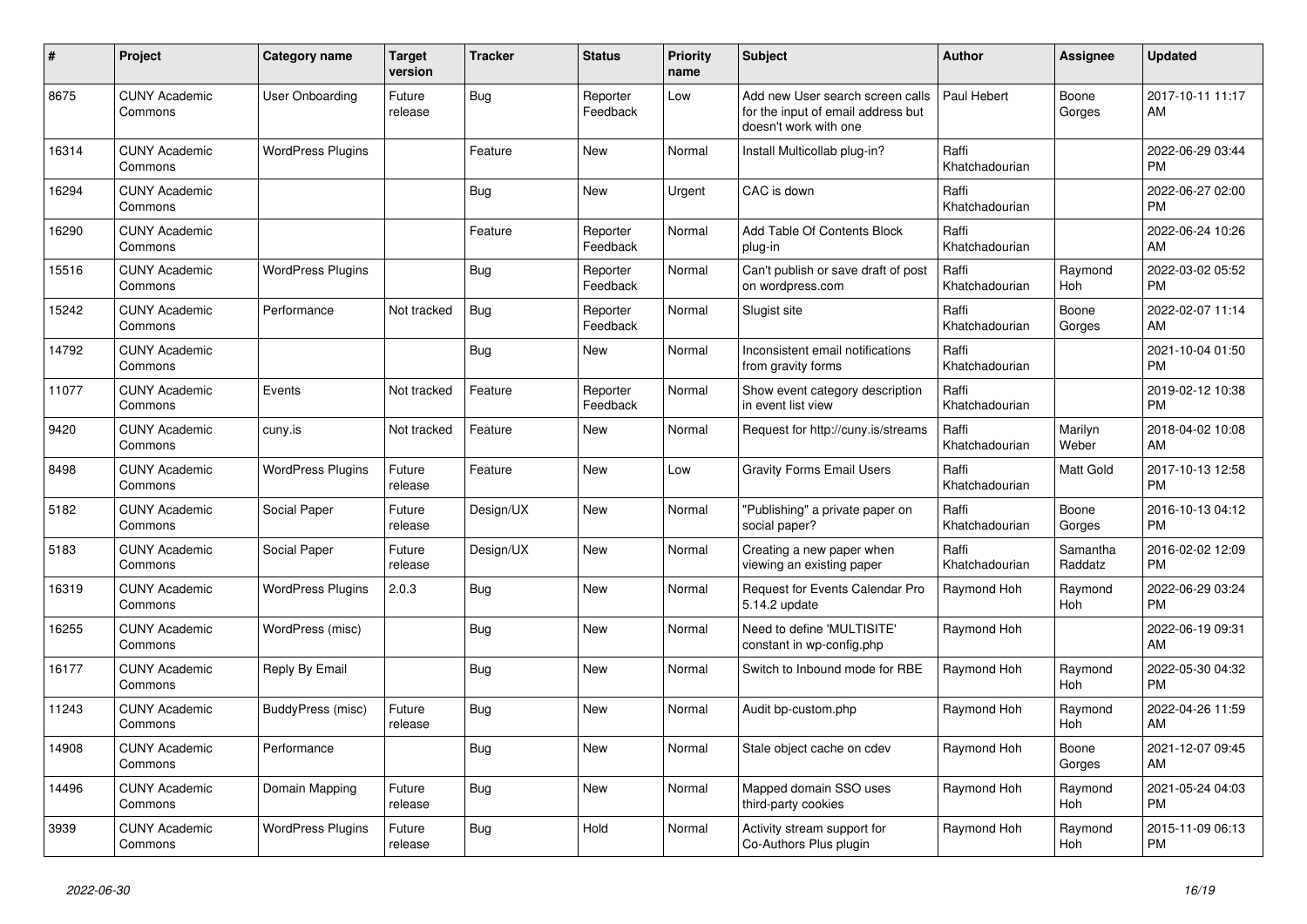| # | Project | Category name | Target version | Tracker | Status | Priority name | Subject | Author | Assignee | Updated |
|---|---|---|---|---|---|---|---|---|---|---|
| 8675 | CUNY Academic Commons | User Onboarding | Future release | Bug | Reporter Feedback | Low | Add new User search screen calls for the input of email address but doesn't work with one | Paul Hebert | Boone Gorges | 2017-10-11 11:17 AM |
| 16314 | CUNY Academic Commons | WordPress Plugins | | Feature | New | Normal | Install Multicollab plug-in? | Raffi Khatchadourian | | 2022-06-29 03:44 PM |
| 16294 | CUNY Academic Commons | | | Bug | New | Urgent | CAC is down | Raffi Khatchadourian | | 2022-06-27 02:00 PM |
| 16290 | CUNY Academic Commons | | | Feature | Reporter Feedback | Normal | Add Table Of Contents Block plug-in | Raffi Khatchadourian | | 2022-06-24 10:26 AM |
| 15516 | CUNY Academic Commons | WordPress Plugins | | Bug | Reporter Feedback | Normal | Can't publish or save draft of post on wordpress.com | Raffi Khatchadourian | Raymond Hoh | 2022-03-02 05:52 PM |
| 15242 | CUNY Academic Commons | Performance | Not tracked | Bug | Reporter Feedback | Normal | Slugist site | Raffi Khatchadourian | Boone Gorges | 2022-02-07 11:14 AM |
| 14792 | CUNY Academic Commons | | | Bug | New | Normal | Inconsistent email notifications from gravity forms | Raffi Khatchadourian | | 2021-10-04 01:50 PM |
| 11077 | CUNY Academic Commons | Events | Not tracked | Feature | Reporter Feedback | Normal | Show event category description in event list view | Raffi Khatchadourian | | 2019-02-12 10:38 PM |
| 9420 | CUNY Academic Commons | cuny.is | Not tracked | Feature | New | Normal | Request for http://cuny.is/streams | Raffi Khatchadourian | Marilyn Weber | 2018-04-02 10:08 AM |
| 8498 | CUNY Academic Commons | WordPress Plugins | Future release | Feature | New | Low | Gravity Forms Email Users | Raffi Khatchadourian | Matt Gold | 2017-10-13 12:58 PM |
| 5182 | CUNY Academic Commons | Social Paper | Future release | Design/UX | New | Normal | "Publishing" a private paper on social paper? | Raffi Khatchadourian | Boone Gorges | 2016-10-13 04:12 PM |
| 5183 | CUNY Academic Commons | Social Paper | Future release | Design/UX | New | Normal | Creating a new paper when viewing an existing paper | Raffi Khatchadourian | Samantha Raddatz | 2016-02-02 12:09 PM |
| 16319 | CUNY Academic Commons | WordPress Plugins | 2.0.3 | Bug | New | Normal | Request for Events Calendar Pro 5.14.2 update | Raymond Hoh | Raymond Hoh | 2022-06-29 03:24 PM |
| 16255 | CUNY Academic Commons | WordPress (misc) | | Bug | New | Normal | Need to define 'MULTISITE' constant in wp-config.php | Raymond Hoh | | 2022-06-19 09:31 AM |
| 16177 | CUNY Academic Commons | Reply By Email | | Bug | New | Normal | Switch to Inbound mode for RBE | Raymond Hoh | Raymond Hoh | 2022-05-30 04:32 PM |
| 11243 | CUNY Academic Commons | BuddyPress (misc) | Future release | Bug | New | Normal | Audit bp-custom.php | Raymond Hoh | Raymond Hoh | 2022-04-26 11:59 AM |
| 14908 | CUNY Academic Commons | Performance | | Bug | New | Normal | Stale object cache on cdev | Raymond Hoh | Boone Gorges | 2021-12-07 09:45 AM |
| 14496 | CUNY Academic Commons | Domain Mapping | Future release | Bug | New | Normal | Mapped domain SSO uses third-party cookies | Raymond Hoh | Raymond Hoh | 2021-05-24 04:03 PM |
| 3939 | CUNY Academic Commons | WordPress Plugins | Future release | Bug | Hold | Normal | Activity stream support for Co-Authors Plus plugin | Raymond Hoh | Raymond Hoh | 2015-11-09 06:13 PM |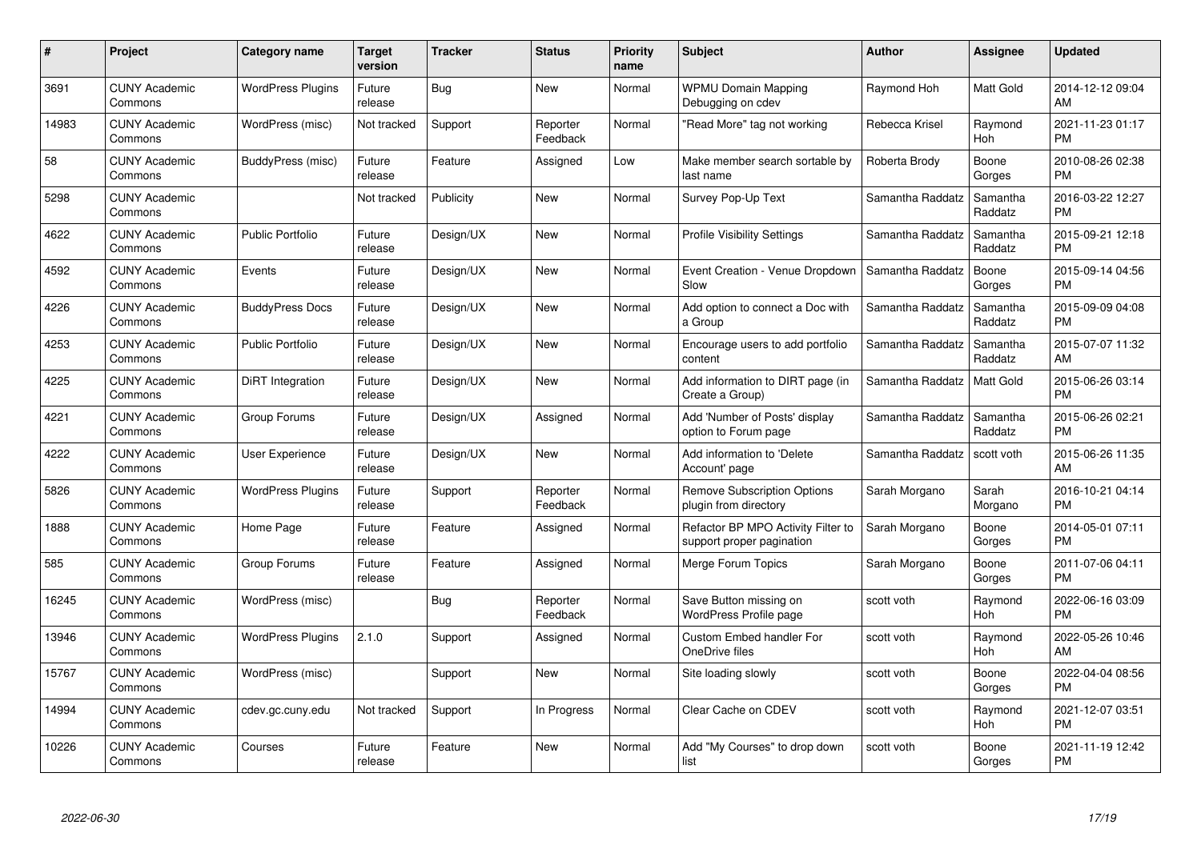| # | Project | Category name | Target version | Tracker | Status | Priority name | Subject | Author | Assignee | Updated |
|---|---|---|---|---|---|---|---|---|---|---|
| 3691 | CUNY Academic Commons | WordPress Plugins | Future release | Bug | New | Normal | WPMU Domain Mapping Debugging on cdev | Raymond Hoh | Matt Gold | 2014-12-12 09:04 AM |
| 14983 | CUNY Academic Commons | WordPress (misc) | Not tracked | Support | Reporter Feedback | Normal | "Read More" tag not working | Rebecca Krisel | Raymond Hoh | 2021-11-23 01:17 PM |
| 58 | CUNY Academic Commons | BuddyPress (misc) | Future release | Feature | Assigned | Low | Make member search sortable by last name | Roberta Brody | Boone Gorges | 2010-08-26 02:38 PM |
| 5298 | CUNY Academic Commons | | Not tracked | Publicity | New | Normal | Survey Pop-Up Text | Samantha Raddatz | Samantha Raddatz | 2016-03-22 12:27 PM |
| 4622 | CUNY Academic Commons | Public Portfolio | Future release | Design/UX | New | Normal | Profile Visibility Settings | Samantha Raddatz | Samantha Raddatz | 2015-09-21 12:18 PM |
| 4592 | CUNY Academic Commons | Events | Future release | Design/UX | New | Normal | Event Creation - Venue Dropdown Slow | Samantha Raddatz | Boone Gorges | 2015-09-14 04:56 PM |
| 4226 | CUNY Academic Commons | BuddyPress Docs | Future release | Design/UX | New | Normal | Add option to connect a Doc with a Group | Samantha Raddatz | Samantha Raddatz | 2015-09-09 04:08 PM |
| 4253 | CUNY Academic Commons | Public Portfolio | Future release | Design/UX | New | Normal | Encourage users to add portfolio content | Samantha Raddatz | Samantha Raddatz | 2015-07-07 11:32 AM |
| 4225 | CUNY Academic Commons | DiRT Integration | Future release | Design/UX | New | Normal | Add information to DIRT page (in Create a Group) | Samantha Raddatz | Matt Gold | 2015-06-26 03:14 PM |
| 4221 | CUNY Academic Commons | Group Forums | Future release | Design/UX | Assigned | Normal | Add 'Number of Posts' display option to Forum page | Samantha Raddatz | Samantha Raddatz | 2015-06-26 02:21 PM |
| 4222 | CUNY Academic Commons | User Experience | Future release | Design/UX | New | Normal | Add information to 'Delete Account' page | Samantha Raddatz | scott voth | 2015-06-26 11:35 AM |
| 5826 | CUNY Academic Commons | WordPress Plugins | Future release | Support | Reporter Feedback | Normal | Remove Subscription Options plugin from directory | Sarah Morgano | Sarah Morgano | 2016-10-21 04:14 PM |
| 1888 | CUNY Academic Commons | Home Page | Future release | Feature | Assigned | Normal | Refactor BP MPO Activity Filter to support proper pagination | Sarah Morgano | Boone Gorges | 2014-05-01 07:11 PM |
| 585 | CUNY Academic Commons | Group Forums | Future release | Feature | Assigned | Normal | Merge Forum Topics | Sarah Morgano | Boone Gorges | 2011-07-06 04:11 PM |
| 16245 | CUNY Academic Commons | WordPress (misc) | | Bug | Reporter Feedback | Normal | Save Button missing on WordPress Profile page | scott voth | Raymond Hoh | 2022-06-16 03:09 PM |
| 13946 | CUNY Academic Commons | WordPress Plugins | 2.1.0 | Support | Assigned | Normal | Custom Embed handler For OneDrive files | scott voth | Raymond Hoh | 2022-05-26 10:46 AM |
| 15767 | CUNY Academic Commons | WordPress (misc) | | Support | New | Normal | Site loading slowly | scott voth | Boone Gorges | 2022-04-04 08:56 PM |
| 14994 | CUNY Academic Commons | cdev.gc.cuny.edu | Not tracked | Support | In Progress | Normal | Clear Cache on CDEV | scott voth | Raymond Hoh | 2021-12-07 03:51 PM |
| 10226 | CUNY Academic Commons | Courses | Future release | Feature | New | Normal | Add "My Courses" to drop down list | scott voth | Boone Gorges | 2021-11-19 12:42 PM |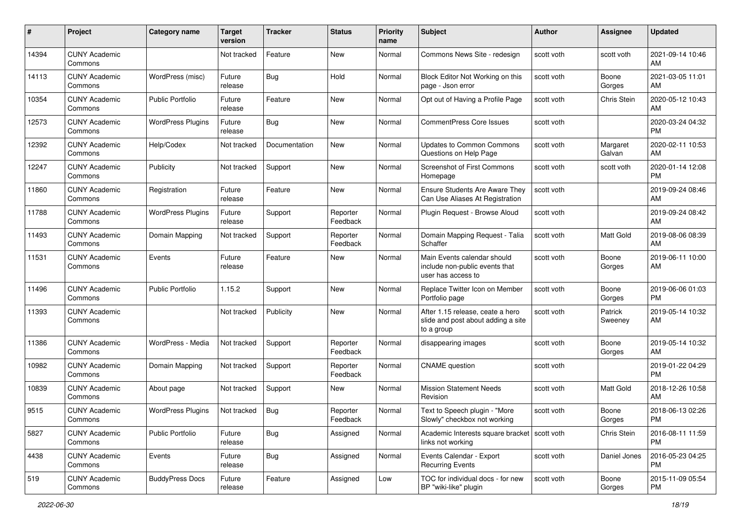| # | Project | Category name | Target version | Tracker | Status | Priority name | Subject | Author | Assignee | Updated |
|---|---|---|---|---|---|---|---|---|---|---|
| 14394 | CUNY Academic Commons | | Not tracked | Feature | New | Normal | Commons News Site - redesign | scott voth | scott voth | 2021-09-14 10:46 AM |
| 14113 | CUNY Academic Commons | WordPress (misc) | Future release | Bug | Hold | Normal | Block Editor Not Working on this page - Json error | scott voth | Boone Gorges | 2021-03-05 11:01 AM |
| 10354 | CUNY Academic Commons | Public Portfolio | Future release | Feature | New | Normal | Opt out of Having a Profile Page | scott voth | Chris Stein | 2020-05-12 10:43 AM |
| 12573 | CUNY Academic Commons | WordPress Plugins | Future release | Bug | New | Normal | CommentPress Core Issues | scott voth | | 2020-03-24 04:32 PM |
| 12392 | CUNY Academic Commons | Help/Codex | Not tracked | Documentation | New | Normal | Updates to Common Commons Questions on Help Page | scott voth | Margaret Galvan | 2020-02-11 10:53 AM |
| 12247 | CUNY Academic Commons | Publicity | Not tracked | Support | New | Normal | Screenshot of First Commons Homepage | scott voth | scott voth | 2020-01-14 12:08 PM |
| 11860 | CUNY Academic Commons | Registration | Future release | Feature | New | Normal | Ensure Students Are Aware They Can Use Aliases At Registration | scott voth | | 2019-09-24 08:46 AM |
| 11788 | CUNY Academic Commons | WordPress Plugins | Future release | Support | Reporter Feedback | Normal | Plugin Request - Browse Aloud | scott voth | | 2019-09-24 08:42 AM |
| 11493 | CUNY Academic Commons | Domain Mapping | Not tracked | Support | Reporter Feedback | Normal | Domain Mapping Request - Talia Schaffer | scott voth | Matt Gold | 2019-08-06 08:39 AM |
| 11531 | CUNY Academic Commons | Events | Future release | Feature | New | Normal | Main Events calendar should include non-public events that user has access to | scott voth | Boone Gorges | 2019-06-11 10:00 AM |
| 11496 | CUNY Academic Commons | Public Portfolio | 1.15.2 | Support | New | Normal | Replace Twitter Icon on Member Portfolio page | scott voth | Boone Gorges | 2019-06-06 01:03 PM |
| 11393 | CUNY Academic Commons | | Not tracked | Publicity | New | Normal | After 1.15 release, ceate a hero slide and post about adding a site to a group | scott voth | Patrick Sweeney | 2019-05-14 10:32 AM |
| 11386 | CUNY Academic Commons | WordPress - Media | Not tracked | Support | Reporter Feedback | Normal | disappearing images | scott voth | Boone Gorges | 2019-05-14 10:32 AM |
| 10982 | CUNY Academic Commons | Domain Mapping | Not tracked | Support | Reporter Feedback | Normal | CNAME question | scott voth | | 2019-01-22 04:29 PM |
| 10839 | CUNY Academic Commons | About page | Not tracked | Support | New | Normal | Mission Statement Needs Revision | scott voth | Matt Gold | 2018-12-26 10:58 AM |
| 9515 | CUNY Academic Commons | WordPress Plugins | Not tracked | Bug | Reporter Feedback | Normal | Text to Speech plugin - "More Slowly" checkbox not working | scott voth | Boone Gorges | 2018-06-13 02:26 PM |
| 5827 | CUNY Academic Commons | Public Portfolio | Future release | Bug | Assigned | Normal | Academic Interests square bracket links not working | scott voth | Chris Stein | 2016-08-11 11:59 PM |
| 4438 | CUNY Academic Commons | Events | Future release | Bug | Assigned | Normal | Events Calendar - Export Recurring Events | scott voth | Daniel Jones | 2016-05-23 04:25 PM |
| 519 | CUNY Academic Commons | BuddyPress Docs | Future release | Feature | Assigned | Low | TOC for individual docs - for new BP "wiki-like" plugin | scott voth | Boone Gorges | 2015-11-09 05:54 PM |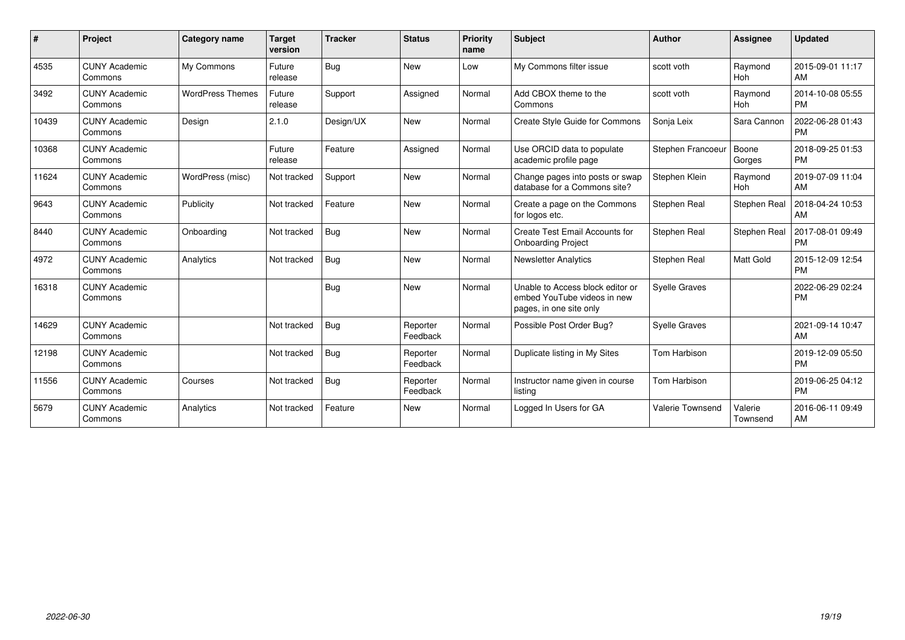| # | Project | Category name | Target version | Tracker | Status | Priority name | Subject | Author | Assignee | Updated |
|---|---|---|---|---|---|---|---|---|---|---|
| 4535 | CUNY Academic Commons | My Commons | Future release | Bug | New | Low | My Commons filter issue | scott voth | Raymond Hoh | 2015-09-01 11:17 AM |
| 3492 | CUNY Academic Commons | WordPress Themes | Future release | Support | Assigned | Normal | Add CBOX theme to the Commons | scott voth | Raymond Hoh | 2014-10-08 05:55 PM |
| 10439 | CUNY Academic Commons | Design | 2.1.0 | Design/UX | New | Normal | Create Style Guide for Commons | Sonja Leix | Sara Cannon | 2022-06-28 01:43 PM |
| 10368 | CUNY Academic Commons | | Future release | Feature | Assigned | Normal | Use ORCID data to populate academic profile page | Stephen Francoeur | Boone Gorges | 2018-09-25 01:53 PM |
| 11624 | CUNY Academic Commons | WordPress (misc) | Not tracked | Support | New | Normal | Change pages into posts or swap database for a Commons site? | Stephen Klein | Raymond Hoh | 2019-07-09 11:04 AM |
| 9643 | CUNY Academic Commons | Publicity | Not tracked | Feature | New | Normal | Create a page on the Commons for logos etc. | Stephen Real | Stephen Real | 2018-04-24 10:53 AM |
| 8440 | CUNY Academic Commons | Onboarding | Not tracked | Bug | New | Normal | Create Test Email Accounts for Onboarding Project | Stephen Real | Stephen Real | 2017-08-01 09:49 PM |
| 4972 | CUNY Academic Commons | Analytics | Not tracked | Bug | New | Normal | Newsletter Analytics | Stephen Real | Matt Gold | 2015-12-09 12:54 PM |
| 16318 | CUNY Academic Commons | | | Bug | New | Normal | Unable to Access block editor or embed YouTube videos in new pages, in one site only | Syelle Graves | | 2022-06-29 02:24 PM |
| 14629 | CUNY Academic Commons | | Not tracked | Bug | Reporter Feedback | Normal | Possible Post Order Bug? | Syelle Graves | | 2021-09-14 10:47 AM |
| 12198 | CUNY Academic Commons | | Not tracked | Bug | Reporter Feedback | Normal | Duplicate listing in My Sites | Tom Harbison | | 2019-12-09 05:50 PM |
| 11556 | CUNY Academic Commons | Courses | Not tracked | Bug | Reporter Feedback | Normal | Instructor name given in course listing | Tom Harbison | | 2019-06-25 04:12 PM |
| 5679 | CUNY Academic Commons | Analytics | Not tracked | Feature | New | Normal | Logged In Users for GA | Valerie Townsend | Valerie Townsend | 2016-06-11 09:49 AM |